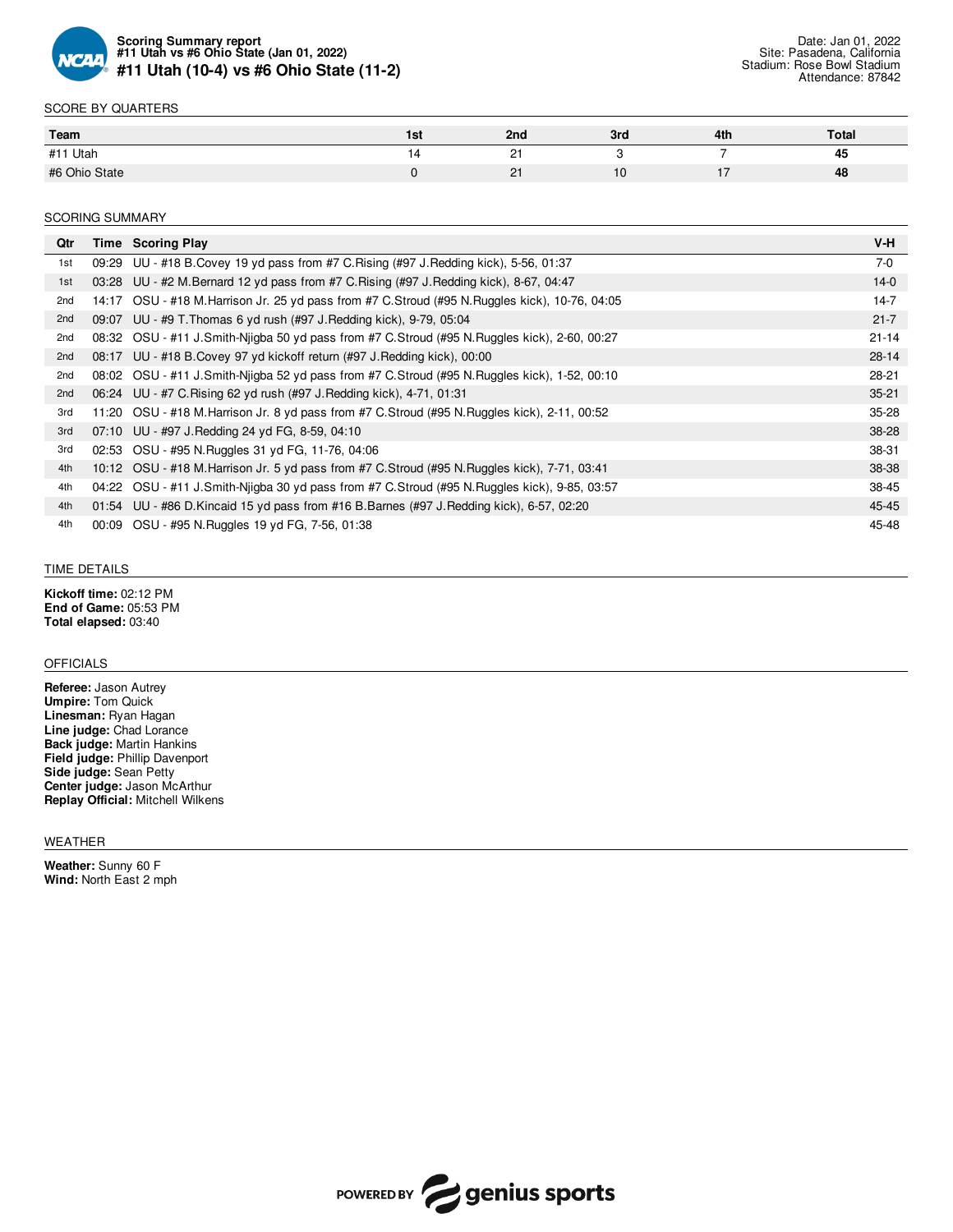**Scoring Summary report**
**#11 Utah vs #6 Ohio State (Jan 01, 2022)**
## #11 Utah (10-4) vs #6 Ohio State (11-2)

Date: Jan 01, 2022
Site: Pasadena, California
Stadium: Rose Bowl Stadium
Attendance: 87842

### SCORE BY QUARTERS

| Team | 1st | 2nd | 3rd | 4th | Total |
|---|---|---|---|---|---|
| #11 Utah | 14 | 21 | 3 | 7 | **45** |
| #6 Ohio State | 0 | 21 | 10 | 17 | **48** |

### SCORING SUMMARY

| Qtr | Time | Scoring Play | V-H |
|---|---|---|---|
| 1st | 09:29 | UU - #18 B.Covey 19 yd pass from #7 C.Rising (#97 J.Redding kick), 5-56, 01:37 | 7-0 |
| 1st | 03:28 | UU - #2 M.Bernard 12 yd pass from #7 C.Rising (#97 J.Redding kick), 8-67, 04:47 | 14-0 |
| 2nd | 14:17 | OSU - #18 M.Harrison Jr. 25 yd pass from #7 C.Stroud (#95 N.Ruggles kick), 10-76, 04:05 | 14-7 |
| 2nd | 09:07 | UU - #9 T.Thomas 6 yd rush (#97 J.Redding kick), 9-79, 05:04 | 21-7 |
| 2nd | 08:32 | OSU - #11 J.Smith-Njigba 50 yd pass from #7 C.Stroud (#95 N.Ruggles kick), 2-60, 00:27 | 21-14 |
| 2nd | 08:17 | UU - #18 B.Covey 97 yd kickoff return (#97 J.Redding kick), 00:00 | 28-14 |
| 2nd | 08:02 | OSU - #11 J.Smith-Njigba 52 yd pass from #7 C.Stroud (#95 N.Ruggles kick), 1-52, 00:10 | 28-21 |
| 2nd | 06:24 | UU - #7 C.Rising 62 yd rush (#97 J.Redding kick), 4-71, 01:31 | 35-21 |
| 3rd | 11:20 | OSU - #18 M.Harrison Jr. 8 yd pass from #7 C.Stroud (#95 N.Ruggles kick), 2-11, 00:52 | 35-28 |
| 3rd | 07:10 | UU - #97 J.Redding 24 yd FG, 8-59, 04:10 | 38-28 |
| 3rd | 02:53 | OSU - #95 N.Ruggles 31 yd FG, 11-76, 04:06 | 38-31 |
| 4th | 10:12 | OSU - #18 M.Harrison Jr. 5 yd pass from #7 C.Stroud (#95 N.Ruggles kick), 7-71, 03:41 | 38-38 |
| 4th | 04:22 | OSU - #11 J.Smith-Njigba 30 yd pass from #7 C.Stroud (#95 N.Ruggles kick), 9-85, 03:57 | 38-45 |
| 4th | 01:54 | UU - #86 D.Kincaid 15 yd pass from #16 B.Barnes (#97 J.Redding kick), 6-57, 02:20 | 45-45 |
| 4th | 00:09 | OSU - #95 N.Ruggles 19 yd FG, 7-56, 01:38 | 45-48 |

### TIME DETAILS

**Kickoff time:** 02:12 PM
**End of Game:** 05:53 PM
**Total elapsed:** 03:40

### OFFICIALS

**Referee:** Jason Autrey
**Umpire:** Tom Quick
**Linesman:** Ryan Hagan
**Line judge:** Chad Lorance
**Back judge:** Martin Hankins
**Field judge:** Phillip Davenport
**Side judge:** Sean Petty
**Center judge:** Jason McArthur
**Replay Official:** Mitchell Wilkens

### WEATHER

**Weather:** Sunny 60 F
**Wind:** North East 2 mph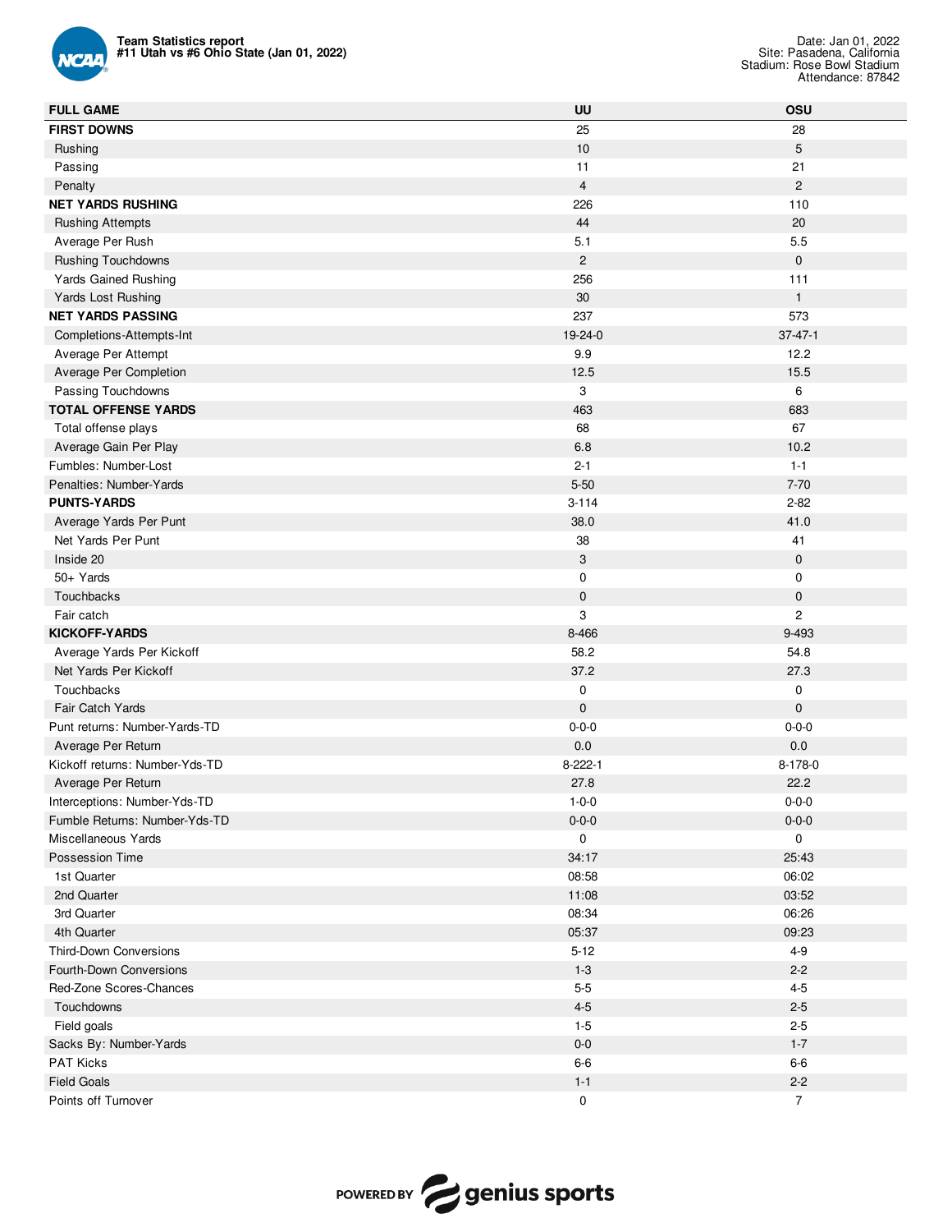**Team Statistics report**
**#11 Utah vs #6 Ohio State (Jan 01, 2022)**

Date: Jan 01, 2022
Site: Pasadena, California
Stadium: Rose Bowl Stadium
Attendance: 87842

| FULL GAME | UU | OSU |
|---|---|---|
| **FIRST DOWNS** | 25 | 28 |
| Rushing | 10 | 5 |
| Passing | 11 | 21 |
| Penalty | 4 | 2 |
| **NET YARDS RUSHING** | 226 | 110 |
| Rushing Attempts | 44 | 20 |
| Average Per Rush | 5.1 | 5.5 |
| Rushing Touchdowns | 2 | 0 |
| Yards Gained Rushing | 256 | 111 |
| Yards Lost Rushing | 30 | 1 |
| **NET YARDS PASSING** | 237 | 573 |
| Completions-Attempts-Int | 19-24-0 | 37-47-1 |
| Average Per Attempt | 9.9 | 12.2 |
| Average Per Completion | 12.5 | 15.5 |
| Passing Touchdowns | 3 | 6 |
| **TOTAL OFFENSE YARDS** | 463 | 683 |
| Total offense plays | 68 | 67 |
| Average Gain Per Play | 6.8 | 10.2 |
| Fumbles: Number-Lost | 2-1 | 1-1 |
| Penalties: Number-Yards | 5-50 | 7-70 |
| **PUNTS-YARDS** | 3-114 | 2-82 |
| Average Yards Per Punt | 38.0 | 41.0 |
| Net Yards Per Punt | 38 | 41 |
| Inside 20 | 3 | 0 |
| 50+ Yards | 0 | 0 |
| Touchbacks | 0 | 0 |
| Fair catch | 3 | 2 |
| **KICKOFF-YARDS** | 8-466 | 9-493 |
| Average Yards Per Kickoff | 58.2 | 54.8 |
| Net Yards Per Kickoff | 37.2 | 27.3 |
| Touchbacks | 0 | 0 |
| Fair Catch Yards | 0 | 0 |
| Punt returns: Number-Yards-TD | 0-0-0 | 0-0-0 |
| Average Per Return | 0.0 | 0.0 |
| Kickoff returns: Number-Yds-TD | 8-222-1 | 8-178-0 |
| Average Per Return | 27.8 | 22.2 |
| Interceptions: Number-Yds-TD | 1-0-0 | 0-0-0 |
| Fumble Returns: Number-Yds-TD | 0-0-0 | 0-0-0 |
| Miscellaneous Yards | 0 | 0 |
| Possession Time | 34:17 | 25:43 |
| 1st Quarter | 08:58 | 06:02 |
| 2nd Quarter | 11:08 | 03:52 |
| 3rd Quarter | 08:34 | 06:26 |
| 4th Quarter | 05:37 | 09:23 |
| Third-Down Conversions | 5-12 | 4-9 |
| Fourth-Down Conversions | 1-3 | 2-2 |
| Red-Zone Scores-Chances | 5-5 | 4-5 |
| Touchdowns | 4-5 | 2-5 |
| Field goals | 1-5 | 2-5 |
| Sacks By: Number-Yards | 0-0 | 1-7 |
| PAT Kicks | 6-6 | 6-6 |
| Field Goals | 1-1 | 2-2 |
| Points off Turnover | 0 | 7 |

POWERED BY genius sports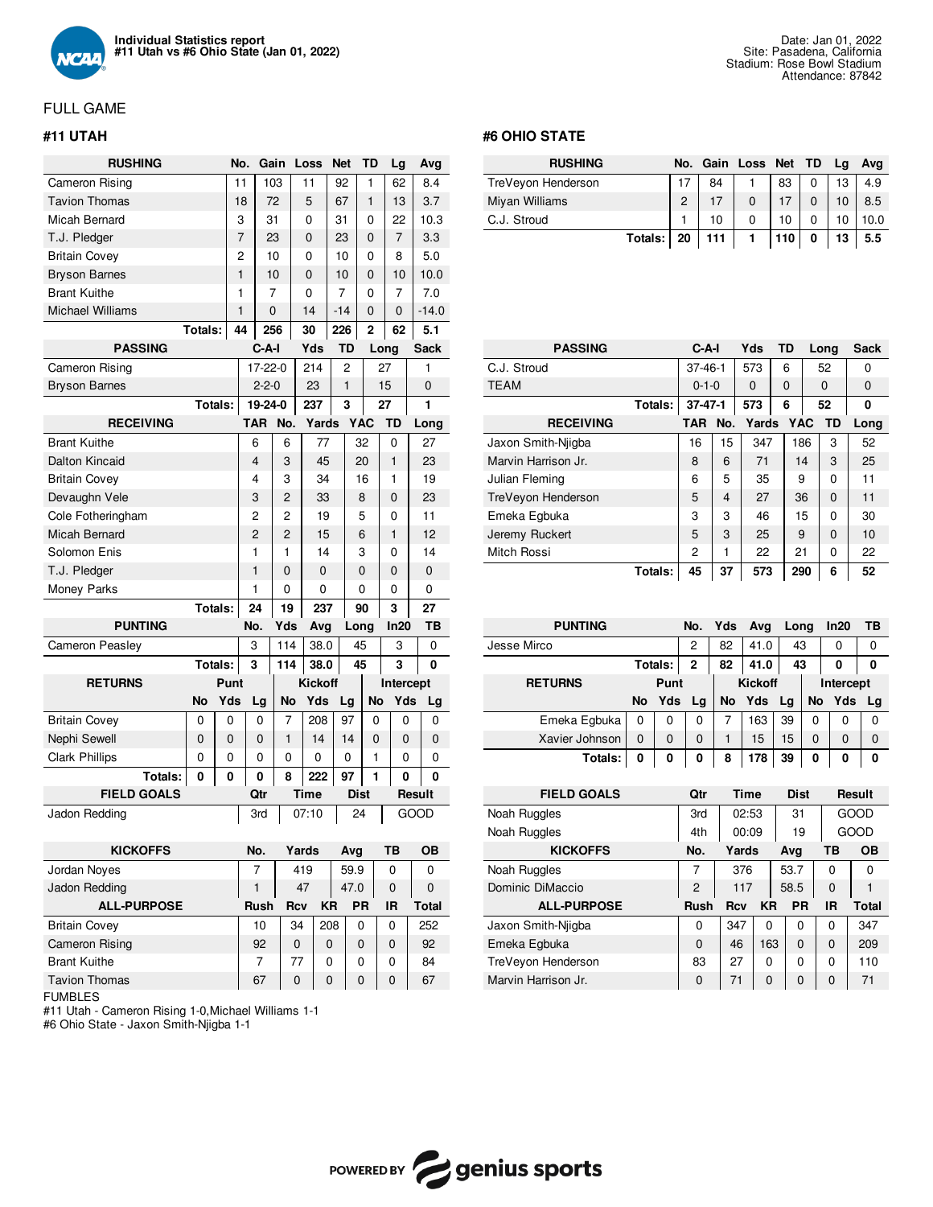**Individual Statistics report**
**#11 Utah vs #6 Ohio State (Jan 01, 2022)**

Date: Jan 01, 2022
Site: Pasadena, California
Stadium: Rose Bowl Stadium
Attendance: 87842

## FULL GAME

### #11 UTAH

| RUSHING | No. | Gain | Loss | Net | TD | Lg | Avg |
|---|---|---|---|---|---|---|---|
| Cameron Rising | 11 | 103 | 11 | 92 | 1 | 62 | 8.4 |
| Tavion Thomas | 18 | 72 | 5 | 67 | 1 | 13 | 3.7 |
| Micah Bernard | 3 | 31 | 0 | 31 | 0 | 22 | 10.3 |
| T.J. Pledger | 7 | 23 | 0 | 23 | 0 | 7 | 3.3 |
| Britain Covey | 2 | 10 | 0 | 10 | 0 | 8 | 5.0 |
| Bryson Barnes | 1 | 10 | 0 | 10 | 0 | 10 | 10.0 |
| Brant Kuithe | 1 | 7 | 0 | 7 | 0 | 7 | 7.0 |
| Michael Williams | 1 | 0 | 14 | -14 | 0 | 0 | -14.0 |
| **Totals:** | **44** | **256** | **30** | **226** | **2** | **62** | **5.1** |

| PASSING | C-A-I | Yds | TD | Long | Sack |
|---|---|---|---|---|---|
| Cameron Rising | 17-22-0 | 214 | 2 | 27 | 1 |
| Bryson Barnes | 2-2-0 | 23 | 1 | 15 | 0 |
| **Totals:** | **19-24-0** | **237** | **3** | **27** | **1** |

| RECEIVING | TAR | No. | Yards | YAC | TD | Long |
|---|---|---|---|---|---|---|
| Brant Kuithe | 6 | 6 | 77 | 32 | 0 | 27 |
| Dalton Kincaid | 4 | 3 | 45 | 20 | 1 | 23 |
| Britain Covey | 4 | 3 | 34 | 16 | 1 | 19 |
| Devaughn Vele | 3 | 2 | 33 | 8 | 0 | 23 |
| Cole Fotheringham | 2 | 2 | 19 | 5 | 0 | 11 |
| Micah Bernard | 2 | 2 | 15 | 6 | 1 | 12 |
| Solomon Enis | 1 | 1 | 14 | 3 | 0 | 14 |
| T.J. Pledger | 1 | 0 | 0 | 0 | 0 | 0 |
| Money Parks | 1 | 0 | 0 | 0 | 0 | 0 |
| **Totals:** | **24** | **19** | **237** | **90** | **3** | **27** |

| PUNTING | No. | Yds | Avg | Long | In20 | TB |
|---|---|---|---|---|---|---|
| Cameron Peasley | 3 | 114 | 38.0 | 45 | 3 | 0 |
| **Totals:** | **3** | **114** | **38.0** | **45** | **3** | **0** |

| RETURNS | Punt | | | Kickoff | | | Intercept | | |
|---|---|---|---|---|---|---|---|---|---|
| | No | Yds | Lg | No | Yds | Lg | No | Yds | Lg |
| Britain Covey | 0 | 0 | 0 | 7 | 208 | 97 | 0 | 0 | 0 |
| Nephi Sewell | 0 | 0 | 0 | 1 | 14 | 14 | 0 | 0 | 0 |
| Clark Phillips | 0 | 0 | 0 | 0 | 0 | 0 | 1 | 0 | 0 |
| **Totals:** | **0** | **0** | **0** | **8** | **222** | **97** | **1** | **0** | **0** |

| FIELD GOALS | Qtr | Time | Dist | Result |
|---|---|---|---|---|
| Jadon Redding | 3rd | 07:10 | 24 | GOOD |

| KICKOFFS | No. | Yards | Avg | TB | OB |
|---|---|---|---|---|---|
| Jordan Noyes | 7 | 419 | 59.9 | 0 | 0 |
| Jadon Redding | 1 | 47 | 47.0 | 0 | 0 |

| ALL-PURPOSE | Rush | Rcv | KR | PR | IR | Total |
|---|---|---|---|---|---|---|
| Britain Covey | 10 | 34 | 208 | 0 | 0 | 252 |
| Cameron Rising | 92 | 0 | 0 | 0 | 0 | 92 |
| Brant Kuithe | 7 | 77 | 0 | 0 | 0 | 84 |
| Tavion Thomas | 67 | 0 | 0 | 0 | 0 | 67 |

### #6 OHIO STATE

| RUSHING | No. | Gain | Loss | Net | TD | Lg | Avg |
|---|---|---|---|---|---|---|---|
| TreVeyon Henderson | 17 | 84 | 1 | 83 | 0 | 13 | 4.9 |
| Miyan Williams | 2 | 17 | 0 | 17 | 0 | 10 | 8.5 |
| C.J. Stroud | 1 | 10 | 0 | 10 | 0 | 10 | 10.0 |
| **Totals:** | **20** | **111** | **1** | **110** | **0** | **13** | **5.5** |

| PASSING | C-A-I | Yds | TD | Long | Sack |
|---|---|---|---|---|---|
| C.J. Stroud | 37-46-1 | 573 | 6 | 52 | 0 |
| TEAM | 0-1-0 | 0 | 0 | 0 | 0 |
| **Totals:** | **37-47-1** | **573** | **6** | **52** | **0** |

| RECEIVING | TAR | No. | Yards | YAC | TD | Long |
|---|---|---|---|---|---|---|
| Jaxon Smith-Njigba | 16 | 15 | 347 | 186 | 3 | 52 |
| Marvin Harrison Jr. | 8 | 6 | 71 | 14 | 3 | 25 |
| Julian Fleming | 6 | 5 | 35 | 9 | 0 | 11 |
| TreVeyon Henderson | 5 | 4 | 27 | 36 | 0 | 11 |
| Emeka Egbuka | 3 | 3 | 46 | 15 | 0 | 30 |
| Jeremy Ruckert | 5 | 3 | 25 | 9 | 0 | 10 |
| Mitch Rossi | 2 | 1 | 22 | 21 | 0 | 22 |
| **Totals:** | **45** | **37** | **573** | **290** | **6** | **52** |

| PUNTING | No. | Yds | Avg | Long | In20 | TB |
|---|---|---|---|---|---|---|
| Jesse Mirco | 2 | 82 | 41.0 | 43 | 0 | 0 |
| **Totals:** | **2** | **82** | **41.0** | **43** | **0** | **0** |

| RETURNS | Punt | | | Kickoff | | | Intercept | | |
|---|---|---|---|---|---|---|---|---|---|
| | No | Yds | Lg | No | Yds | Lg | No | Yds | Lg |
| Emeka Egbuka | 0 | 0 | 0 | 7 | 163 | 39 | 0 | 0 | 0 |
| Xavier Johnson | 0 | 0 | 0 | 1 | 15 | 15 | 0 | 0 | 0 |
| **Totals:** | **0** | **0** | **0** | **8** | **178** | **39** | **0** | **0** | **0** |

| FIELD GOALS | Qtr | Time | Dist | Result |
|---|---|---|---|---|
| Noah Ruggles | 3rd | 02:53 | 31 | GOOD |
| Noah Ruggles | 4th | 00:09 | 19 | GOOD |

| KICKOFFS | No. | Yards | Avg | TB | OB |
|---|---|---|---|---|---|
| Noah Ruggles | 7 | 376 | 53.7 | 0 | 0 |
| Dominic DiMaccio | 2 | 117 | 58.5 | 0 | 1 |

| ALL-PURPOSE | Rush | Rcv | KR | PR | IR | Total |
|---|---|---|---|---|---|---|
| Jaxon Smith-Njigba | 0 | 347 | 0 | 0 | 0 | 347 |
| Emeka Egbuka | 0 | 46 | 163 | 0 | 0 | 209 |
| TreVeyon Henderson | 83 | 27 | 0 | 0 | 0 | 110 |
| Marvin Harrison Jr. | 0 | 71 | 0 | 0 | 0 | 71 |

FUMBLES
#11 Utah - Cameron Rising 1-0,Michael Williams 1-1
#6 Ohio State - Jaxon Smith-Njigba 1-1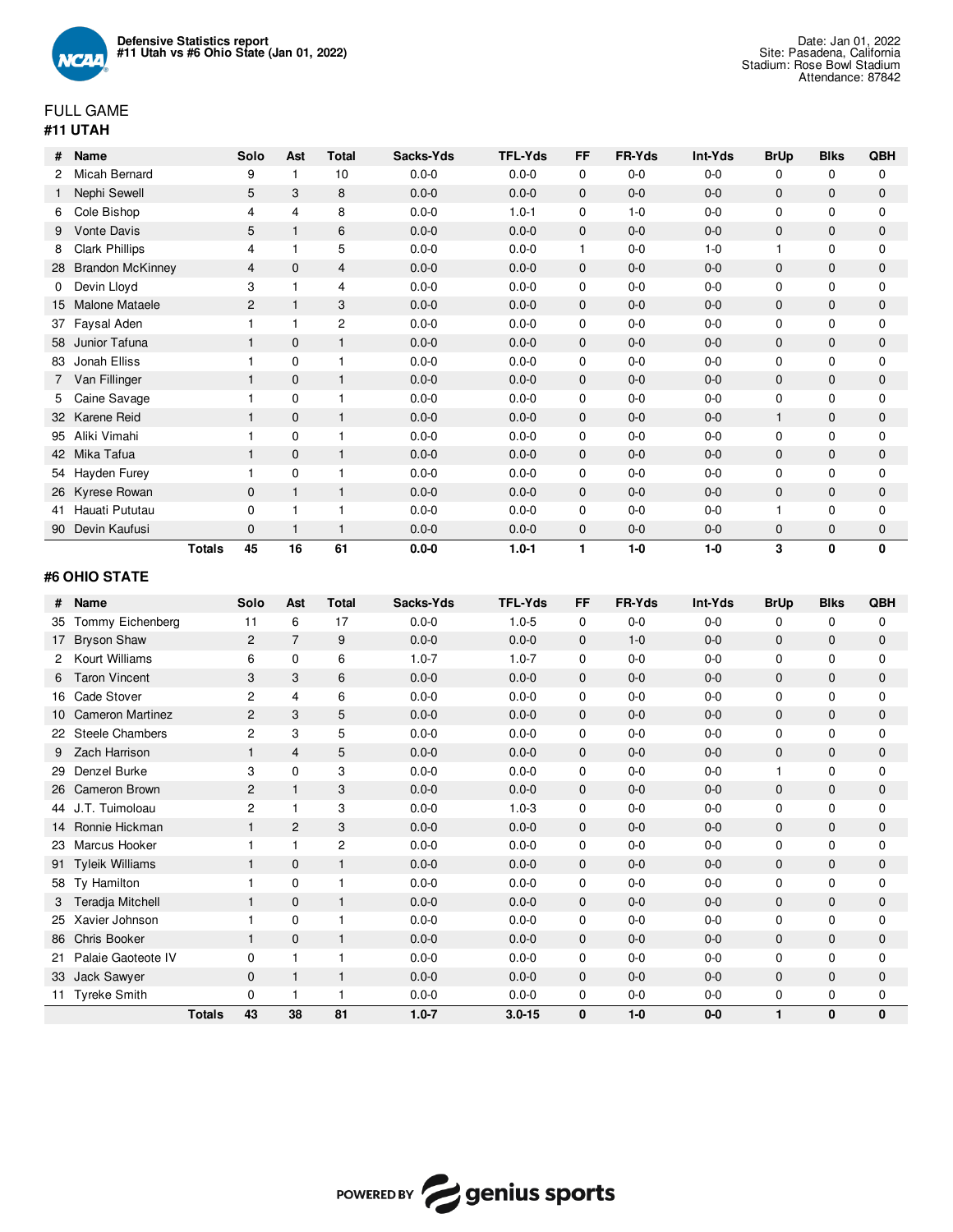**Defensive Statistics report**
**#11 Utah vs #6 Ohio State (Jan 01, 2022)**

Date: Jan 01, 2022
Site: Pasadena, California
Stadium: Rose Bowl Stadium
Attendance: 87842

## FULL GAME

### #11 UTAH

| # | Name | Solo | Ast | Total | Sacks-Yds | TFL-Yds | FF | FR-Yds | Int-Yds | BrUp | Blks | QBH |
|---|---|---|---|---|---|---|---|---|---|---|---|---|
| 2 | Micah Bernard | 9 | 1 | 10 | 0.0-0 | 0.0-0 | 0 | 0-0 | 0-0 | 0 | 0 | 0 |
| 1 | Nephi Sewell | 5 | 3 | 8 | 0.0-0 | 0.0-0 | 0 | 0-0 | 0-0 | 0 | 0 | 0 |
| 6 | Cole Bishop | 4 | 4 | 8 | 0.0-0 | 1.0-1 | 0 | 1-0 | 0-0 | 0 | 0 | 0 |
| 9 | Vonte Davis | 5 | 1 | 6 | 0.0-0 | 0.0-0 | 0 | 0-0 | 0-0 | 0 | 0 | 0 |
| 8 | Clark Phillips | 4 | 1 | 5 | 0.0-0 | 0.0-0 | 1 | 0-0 | 1-0 | 1 | 0 | 0 |
| 28 | Brandon McKinney | 4 | 0 | 4 | 0.0-0 | 0.0-0 | 0 | 0-0 | 0-0 | 0 | 0 | 0 |
| 0 | Devin Lloyd | 3 | 1 | 4 | 0.0-0 | 0.0-0 | 0 | 0-0 | 0-0 | 0 | 0 | 0 |
| 15 | Malone Mataele | 2 | 1 | 3 | 0.0-0 | 0.0-0 | 0 | 0-0 | 0-0 | 0 | 0 | 0 |
| 37 | Faysal Aden | 1 | 1 | 2 | 0.0-0 | 0.0-0 | 0 | 0-0 | 0-0 | 0 | 0 | 0 |
| 58 | Junior Tafuna | 1 | 0 | 1 | 0.0-0 | 0.0-0 | 0 | 0-0 | 0-0 | 0 | 0 | 0 |
| 83 | Jonah Elliss | 1 | 0 | 1 | 0.0-0 | 0.0-0 | 0 | 0-0 | 0-0 | 0 | 0 | 0 |
| 7 | Van Fillinger | 1 | 0 | 1 | 0.0-0 | 0.0-0 | 0 | 0-0 | 0-0 | 0 | 0 | 0 |
| 5 | Caine Savage | 1 | 0 | 1 | 0.0-0 | 0.0-0 | 0 | 0-0 | 0-0 | 0 | 0 | 0 |
| 32 | Karene Reid | 1 | 0 | 1 | 0.0-0 | 0.0-0 | 0 | 0-0 | 0-0 | 1 | 0 | 0 |
| 95 | Aliki Vimahi | 1 | 0 | 1 | 0.0-0 | 0.0-0 | 0 | 0-0 | 0-0 | 0 | 0 | 0 |
| 42 | Mika Tafua | 1 | 0 | 1 | 0.0-0 | 0.0-0 | 0 | 0-0 | 0-0 | 0 | 0 | 0 |
| 54 | Hayden Furey | 1 | 0 | 1 | 0.0-0 | 0.0-0 | 0 | 0-0 | 0-0 | 0 | 0 | 0 |
| 26 | Kyrese Rowan | 0 | 1 | 1 | 0.0-0 | 0.0-0 | 0 | 0-0 | 0-0 | 0 | 0 | 0 |
| 41 | Hauati Pututau | 0 | 1 | 1 | 0.0-0 | 0.0-0 | 0 | 0-0 | 0-0 | 1 | 0 | 0 |
| 90 | Devin Kaufusi | 0 | 1 | 1 | 0.0-0 | 0.0-0 | 0 | 0-0 | 0-0 | 0 | 0 | 0 |
| | **Totals** | **45** | **16** | **61** | **0.0-0** | **1.0-1** | **1** | **1-0** | **1-0** | **3** | **0** | **0** |

### #6 OHIO STATE

| # | Name | Solo | Ast | Total | Sacks-Yds | TFL-Yds | FF | FR-Yds | Int-Yds | BrUp | Blks | QBH |
|---|---|---|---|---|---|---|---|---|---|---|---|---|
| 35 | Tommy Eichenberg | 11 | 6 | 17 | 0.0-0 | 1.0-5 | 0 | 0-0 | 0-0 | 0 | 0 | 0 |
| 17 | Bryson Shaw | 2 | 7 | 9 | 0.0-0 | 0.0-0 | 0 | 1-0 | 0-0 | 0 | 0 | 0 |
| 2 | Kourt Williams | 6 | 0 | 6 | 1.0-7 | 1.0-7 | 0 | 0-0 | 0-0 | 0 | 0 | 0 |
| 6 | Taron Vincent | 3 | 3 | 6 | 0.0-0 | 0.0-0 | 0 | 0-0 | 0-0 | 0 | 0 | 0 |
| 16 | Cade Stover | 2 | 4 | 6 | 0.0-0 | 0.0-0 | 0 | 0-0 | 0-0 | 0 | 0 | 0 |
| 10 | Cameron Martinez | 2 | 3 | 5 | 0.0-0 | 0.0-0 | 0 | 0-0 | 0-0 | 0 | 0 | 0 |
| 22 | Steele Chambers | 2 | 3 | 5 | 0.0-0 | 0.0-0 | 0 | 0-0 | 0-0 | 0 | 0 | 0 |
| 9 | Zach Harrison | 1 | 4 | 5 | 0.0-0 | 0.0-0 | 0 | 0-0 | 0-0 | 0 | 0 | 0 |
| 29 | Denzel Burke | 3 | 0 | 3 | 0.0-0 | 0.0-0 | 0 | 0-0 | 0-0 | 1 | 0 | 0 |
| 26 | Cameron Brown | 2 | 1 | 3 | 0.0-0 | 0.0-0 | 0 | 0-0 | 0-0 | 0 | 0 | 0 |
| 44 | J.T. Tuimoloau | 2 | 1 | 3 | 0.0-0 | 1.0-3 | 0 | 0-0 | 0-0 | 0 | 0 | 0 |
| 14 | Ronnie Hickman | 1 | 2 | 3 | 0.0-0 | 0.0-0 | 0 | 0-0 | 0-0 | 0 | 0 | 0 |
| 23 | Marcus Hooker | 1 | 1 | 2 | 0.0-0 | 0.0-0 | 0 | 0-0 | 0-0 | 0 | 0 | 0 |
| 91 | Tyleik Williams | 1 | 0 | 1 | 0.0-0 | 0.0-0 | 0 | 0-0 | 0-0 | 0 | 0 | 0 |
| 58 | Ty Hamilton | 1 | 0 | 1 | 0.0-0 | 0.0-0 | 0 | 0-0 | 0-0 | 0 | 0 | 0 |
| 3 | Teradja Mitchell | 1 | 0 | 1 | 0.0-0 | 0.0-0 | 0 | 0-0 | 0-0 | 0 | 0 | 0 |
| 25 | Xavier Johnson | 1 | 0 | 1 | 0.0-0 | 0.0-0 | 0 | 0-0 | 0-0 | 0 | 0 | 0 |
| 86 | Chris Booker | 1 | 0 | 1 | 0.0-0 | 0.0-0 | 0 | 0-0 | 0-0 | 0 | 0 | 0 |
| 21 | Palaie Gaoteote IV | 0 | 1 | 1 | 0.0-0 | 0.0-0 | 0 | 0-0 | 0-0 | 0 | 0 | 0 |
| 33 | Jack Sawyer | 0 | 1 | 1 | 0.0-0 | 0.0-0 | 0 | 0-0 | 0-0 | 0 | 0 | 0 |
| 11 | Tyreke Smith | 0 | 1 | 1 | 0.0-0 | 0.0-0 | 0 | 0-0 | 0-0 | 0 | 0 | 0 |
| | **Totals** | **43** | **38** | **81** | **1.0-7** | **3.0-15** | **0** | **1-0** | **0-0** | **1** | **0** | **0** |

POWERED BY genius sports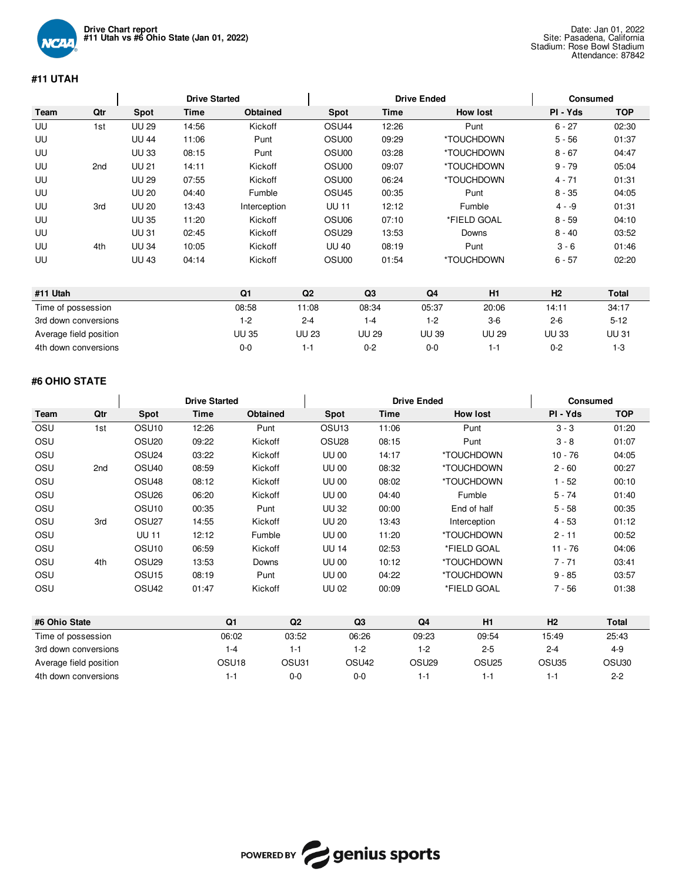**Drive Chart report**
**#11 Utah vs #6 Ohio State (Jan 01, 2022)**

Date: Jan 01, 2022
Site: Pasadena, California
Stadium: Rose Bowl Stadium
Attendance: 87842

## #11 UTAH

| | | Drive Started | | | Drive Ended | | | Consumed | |
|---|---|---|---|---|---|---|---|---|---|
| Team | Qtr | Spot | Time | Obtained | Spot | Time | How lost | Pl - Yds | TOP |
| UU | 1st | UU 29 | 14:56 | Kickoff | OSU44 | 12:26 | Punt | 6 - 27 | 02:30 |
| UU | | UU 44 | 11:06 | Punt | OSU00 | 09:29 | *TOUCHDOWN | 5 - 56 | 01:37 |
| UU | | UU 33 | 08:15 | Punt | OSU00 | 03:28 | *TOUCHDOWN | 8 - 67 | 04:47 |
| UU | 2nd | UU 21 | 14:11 | Kickoff | OSU00 | 09:07 | *TOUCHDOWN | 9 - 79 | 05:04 |
| UU | | UU 29 | 07:55 | Kickoff | OSU00 | 06:24 | *TOUCHDOWN | 4 - 71 | 01:31 |
| UU | | UU 20 | 04:40 | Fumble | OSU45 | 00:35 | Punt | 8 - 35 | 04:05 |
| UU | 3rd | UU 20 | 13:43 | Interception | UU 11 | 12:12 | Fumble | 4 - -9 | 01:31 |
| UU | | UU 35 | 11:20 | Kickoff | OSU06 | 07:10 | *FIELD GOAL | 8 - 59 | 04:10 |
| UU | | UU 31 | 02:45 | Kickoff | OSU29 | 13:53 | Downs | 8 - 40 | 03:52 |
| UU | 4th | UU 34 | 10:05 | Kickoff | UU 40 | 08:19 | Punt | 3 - 6 | 01:46 |
| UU | | UU 43 | 04:14 | Kickoff | OSU00 | 01:54 | *TOUCHDOWN | 6 - 57 | 02:20 |

| #11 Utah | Q1 | Q2 | Q3 | Q4 | H1 | H2 | Total |
|---|---|---|---|---|---|---|---|
| Time of possession | 08:58 | 11:08 | 08:34 | 05:37 | 20:06 | 14:11 | 34:17 |
| 3rd down conversions | 1-2 | 2-4 | 1-4 | 1-2 | 3-6 | 2-6 | 5-12 |
| Average field position | UU 35 | UU 23 | UU 29 | UU 39 | UU 29 | UU 33 | UU 31 |
| 4th down conversions | 0-0 | 1-1 | 0-2 | 0-0 | 1-1 | 0-2 | 1-3 |

## #6 OHIO STATE

| | | Drive Started | | | Drive Ended | | | Consumed | |
|---|---|---|---|---|---|---|---|---|---|
| Team | Qtr | Spot | Time | Obtained | Spot | Time | How lost | Pl - Yds | TOP |
| OSU | 1st | OSU10 | 12:26 | Punt | OSU13 | 11:06 | Punt | 3 - 3 | 01:20 |
| OSU | | OSU20 | 09:22 | Kickoff | OSU28 | 08:15 | Punt | 3 - 8 | 01:07 |
| OSU | | OSU24 | 03:22 | Kickoff | UU 00 | 14:17 | *TOUCHDOWN | 10 - 76 | 04:05 |
| OSU | 2nd | OSU40 | 08:59 | Kickoff | UU 00 | 08:32 | *TOUCHDOWN | 2 - 60 | 00:27 |
| OSU | | OSU48 | 08:12 | Kickoff | UU 00 | 08:02 | *TOUCHDOWN | 1 - 52 | 00:10 |
| OSU | | OSU26 | 06:20 | Kickoff | UU 00 | 04:40 | Fumble | 5 - 74 | 01:40 |
| OSU | | OSU10 | 00:35 | Punt | UU 32 | 00:00 | End of half | 5 - 58 | 00:35 |
| OSU | 3rd | OSU27 | 14:55 | Kickoff | UU 20 | 13:43 | Interception | 4 - 53 | 01:12 |
| OSU | | UU 11 | 12:12 | Fumble | UU 00 | 11:20 | *TOUCHDOWN | 2 - 11 | 00:52 |
| OSU | | OSU10 | 06:59 | Kickoff | UU 14 | 02:53 | *FIELD GOAL | 11 - 76 | 04:06 |
| OSU | 4th | OSU29 | 13:53 | Downs | UU 00 | 10:12 | *TOUCHDOWN | 7 - 71 | 03:41 |
| OSU | | OSU15 | 08:19 | Punt | UU 00 | 04:22 | *TOUCHDOWN | 9 - 85 | 03:57 |
| OSU | | OSU42 | 01:47 | Kickoff | UU 02 | 00:09 | *FIELD GOAL | 7 - 56 | 01:38 |

| #6 Ohio State | Q1 | Q2 | Q3 | Q4 | H1 | H2 | Total |
|---|---|---|---|---|---|---|---|
| Time of possession | 06:02 | 03:52 | 06:26 | 09:23 | 09:54 | 15:49 | 25:43 |
| 3rd down conversions | 1-4 | 1-1 | 1-2 | 1-2 | 2-5 | 2-4 | 4-9 |
| Average field position | OSU18 | OSU31 | OSU42 | OSU29 | OSU25 | OSU35 | OSU30 |
| 4th down conversions | 1-1 | 0-0 | 0-0 | 1-1 | 1-1 | 1-1 | 2-2 |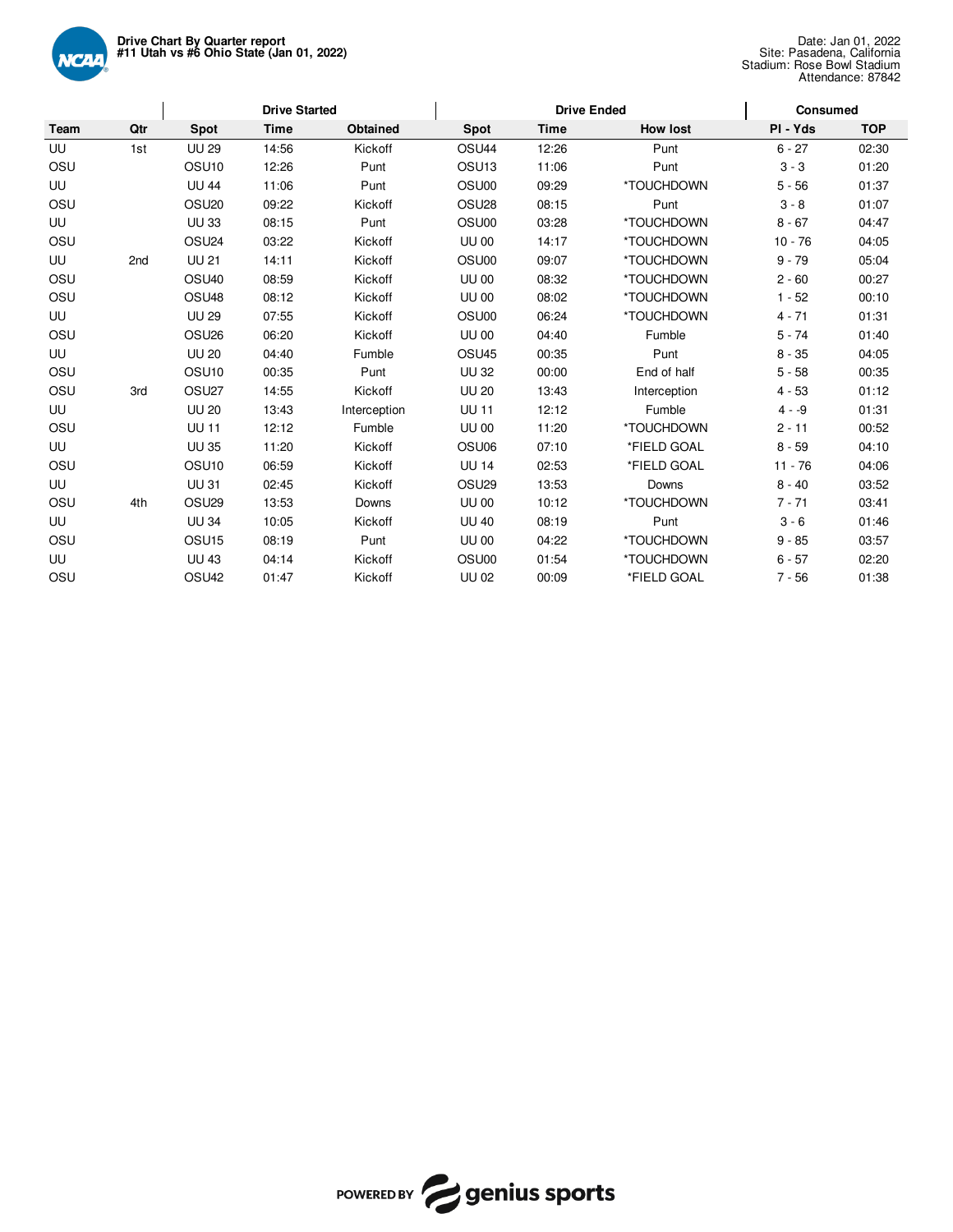**Drive Chart By Quarter report**
**#11 Utah vs #6 Ohio State (Jan 01, 2022)**

Date: Jan 01, 2022
Site: Pasadena, California
Stadium: Rose Bowl Stadium
Attendance: 87842

| | | Drive Started | | | Drive Ended | | | Consumed | |
|---|---|---|---|---|---|---|---|---|---|
| **Team** | **Qtr** | **Spot** | **Time** | **Obtained** | **Spot** | **Time** | **How lost** | **Pl - Yds** | **TOP** |
| UU | 1st | UU 29 | 14:56 | Kickoff | OSU44 | 12:26 | Punt | 6 - 27 | 02:30 |
| OSU | | OSU10 | 12:26 | Punt | OSU13 | 11:06 | Punt | 3 - 3 | 01:20 |
| UU | | UU 44 | 11:06 | Punt | OSU00 | 09:29 | *TOUCHDOWN | 5 - 56 | 01:37 |
| OSU | | OSU20 | 09:22 | Kickoff | OSU28 | 08:15 | Punt | 3 - 8 | 01:07 |
| UU | | UU 33 | 08:15 | Punt | OSU00 | 03:28 | *TOUCHDOWN | 8 - 67 | 04:47 |
| OSU | | OSU24 | 03:22 | Kickoff | UU 00 | 14:17 | *TOUCHDOWN | 10 - 76 | 04:05 |
| UU | 2nd | UU 21 | 14:11 | Kickoff | OSU00 | 09:07 | *TOUCHDOWN | 9 - 79 | 05:04 |
| OSU | | OSU40 | 08:59 | Kickoff | UU 00 | 08:32 | *TOUCHDOWN | 2 - 60 | 00:27 |
| OSU | | OSU48 | 08:12 | Kickoff | UU 00 | 08:02 | *TOUCHDOWN | 1 - 52 | 00:10 |
| UU | | UU 29 | 07:55 | Kickoff | OSU00 | 06:24 | *TOUCHDOWN | 4 - 71 | 01:31 |
| OSU | | OSU26 | 06:20 | Kickoff | UU 00 | 04:40 | Fumble | 5 - 74 | 01:40 |
| UU | | UU 20 | 04:40 | Fumble | OSU45 | 00:35 | Punt | 8 - 35 | 04:05 |
| OSU | | OSU10 | 00:35 | Punt | UU 32 | 00:00 | End of half | 5 - 58 | 00:35 |
| OSU | 3rd | OSU27 | 14:55 | Kickoff | UU 20 | 13:43 | Interception | 4 - 53 | 01:12 |
| UU | | UU 20 | 13:43 | Interception | UU 11 | 12:12 | Fumble | 4 - -9 | 01:31 |
| OSU | | UU 11 | 12:12 | Fumble | UU 00 | 11:20 | *TOUCHDOWN | 2 - 11 | 00:52 |
| UU | | UU 35 | 11:20 | Kickoff | OSU06 | 07:10 | *FIELD GOAL | 8 - 59 | 04:10 |
| OSU | | OSU10 | 06:59 | Kickoff | UU 14 | 02:53 | *FIELD GOAL | 11 - 76 | 04:06 |
| UU | | UU 31 | 02:45 | Kickoff | OSU29 | 13:53 | Downs | 8 - 40 | 03:52 |
| OSU | 4th | OSU29 | 13:53 | Downs | UU 00 | 10:12 | *TOUCHDOWN | 7 - 71 | 03:41 |
| UU | | UU 34 | 10:05 | Kickoff | UU 40 | 08:19 | Punt | 3 - 6 | 01:46 |
| OSU | | OSU15 | 08:19 | Punt | UU 00 | 04:22 | *TOUCHDOWN | 9 - 85 | 03:57 |
| UU | | UU 43 | 04:14 | Kickoff | OSU00 | 01:54 | *TOUCHDOWN | 6 - 57 | 02:20 |
| OSU | | OSU42 | 01:47 | Kickoff | UU 02 | 00:09 | *FIELD GOAL | 7 - 56 | 01:38 |

POWERED BY genius sports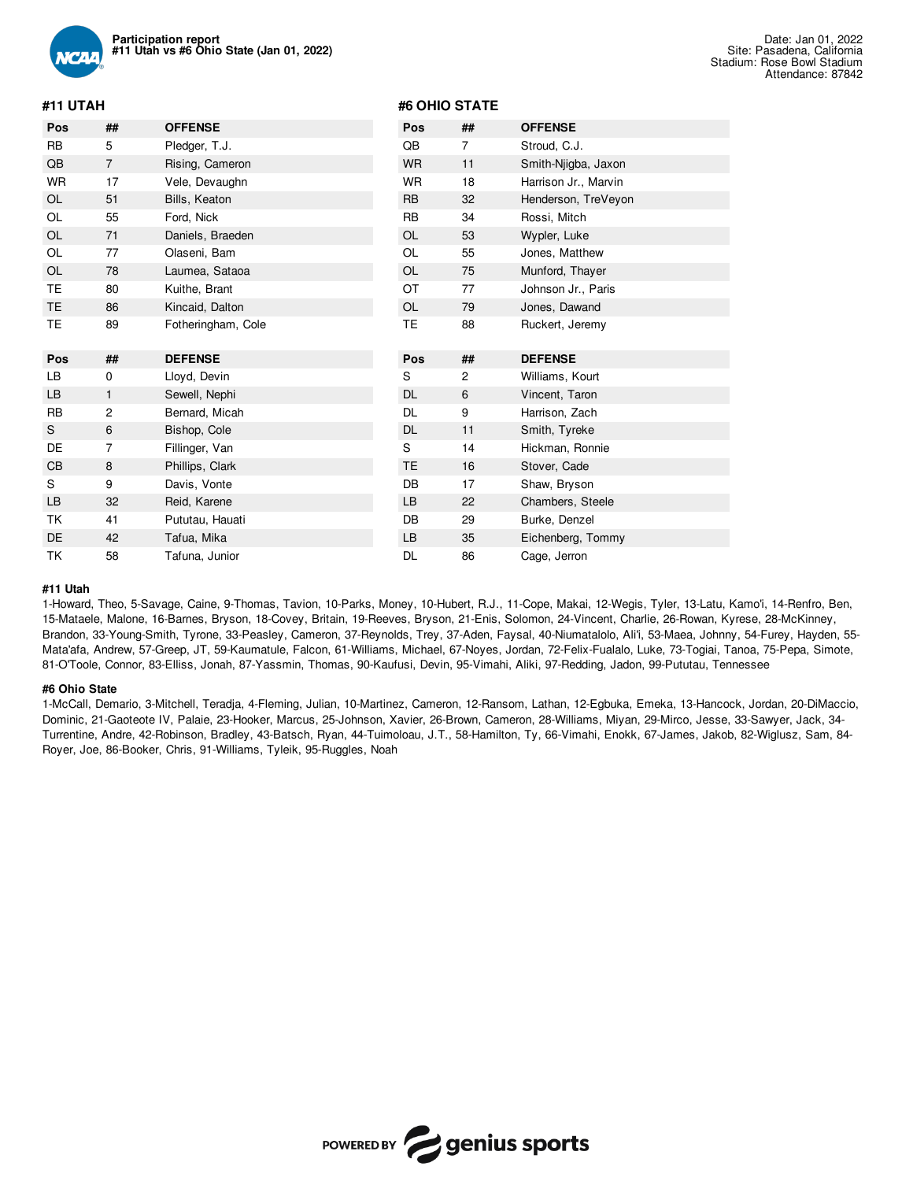**Participation report**
**#11 Utah vs #6 Ohio State (Jan 01, 2022)**

Date: Jan 01, 2022
Site: Pasadena, California
Stadium: Rose Bowl Stadium
Attendance: 87842

## #11 UTAH

| Pos | ## | OFFENSE |
|---|---|---|
| RB | 5 | Pledger, T.J. |
| QB | 7 | Rising, Cameron |
| WR | 17 | Vele, Devaughn |
| OL | 51 | Bills, Keaton |
| OL | 55 | Ford, Nick |
| OL | 71 | Daniels, Braeden |
| OL | 77 | Olaseni, Bam |
| OL | 78 | Laumea, Sataoa |
| TE | 80 | Kuithe, Brant |
| TE | 86 | Kincaid, Dalton |
| TE | 89 | Fotheringham, Cole |

| Pos | ## | DEFENSE |
|---|---|---|
| LB | 0 | Lloyd, Devin |
| LB | 1 | Sewell, Nephi |
| RB | 2 | Bernard, Micah |
| S | 6 | Bishop, Cole |
| DE | 7 | Fillinger, Van |
| CB | 8 | Phillips, Clark |
| S | 9 | Davis, Vonte |
| LB | 32 | Reid, Karene |
| TK | 41 | Pututau, Hauati |
| DE | 42 | Tafua, Mika |
| TK | 58 | Tafuna, Junior |

## #6 OHIO STATE

| Pos | ## | OFFENSE |
|---|---|---|
| QB | 7 | Stroud, C.J. |
| WR | 11 | Smith-Njigba, Jaxon |
| WR | 18 | Harrison Jr., Marvin |
| RB | 32 | Henderson, TreVeyon |
| RB | 34 | Rossi, Mitch |
| OL | 53 | Wypler, Luke |
| OL | 55 | Jones, Matthew |
| OL | 75 | Munford, Thayer |
| OT | 77 | Johnson Jr., Paris |
| OL | 79 | Jones, Dawand |
| TE | 88 | Ruckert, Jeremy |

| Pos | ## | DEFENSE |
|---|---|---|
| S | 2 | Williams, Kourt |
| DL | 6 | Vincent, Taron |
| DL | 9 | Harrison, Zach |
| DL | 11 | Smith, Tyreke |
| S | 14 | Hickman, Ronnie |
| TE | 16 | Stover, Cade |
| DB | 17 | Shaw, Bryson |
| LB | 22 | Chambers, Steele |
| DB | 29 | Burke, Denzel |
| LB | 35 | Eichenberg, Tommy |
| DL | 86 | Cage, Jerron |

**#11 Utah**

1-Howard, Theo, 5-Savage, Caine, 9-Thomas, Tavion, 10-Parks, Money, 10-Hubert, R.J., 11-Cope, Makai, 12-Wegis, Tyler, 13-Latu, Kamo'i, 14-Renfro, Ben, 15-Mataele, Malone, 16-Barnes, Bryson, 18-Covey, Britain, 19-Reeves, Bryson, 21-Enis, Solomon, 24-Vincent, Charlie, 26-Rowan, Kyrese, 28-McKinney, Brandon, 33-Young-Smith, Tyrone, 33-Peasley, Cameron, 37-Reynolds, Trey, 37-Aden, Faysal, 40-Niumatalolo, Ali'i, 53-Maea, Johnny, 54-Furey, Hayden, 55-Mata'afa, Andrew, 57-Greep, JT, 59-Kaumatule, Falcon, 61-Williams, Michael, 67-Noyes, Jordan, 72-Felix-Fualalo, Luke, 73-Togiai, Tanoa, 75-Pepa, Simote, 81-O'Toole, Connor, 83-Elliss, Jonah, 87-Yassmin, Thomas, 90-Kaufusi, Devin, 95-Vimahi, Aliki, 97-Redding, Jadon, 99-Pututau, Tennessee

**#6 Ohio State**

1-McCall, Demario, 3-Mitchell, Teradja, 4-Fleming, Julian, 10-Martinez, Cameron, 12-Ransom, Lathan, 12-Egbuka, Emeka, 13-Hancock, Jordan, 20-DiMaccio, Dominic, 21-Gaoteote IV, Palaie, 23-Hooker, Marcus, 25-Johnson, Xavier, 26-Brown, Cameron, 28-Williams, Miyan, 29-Mirco, Jesse, 33-Sawyer, Jack, 34-Turrentine, Andre, 42-Robinson, Bradley, 43-Batsch, Ryan, 44-Tuimoloau, J.T., 58-Hamilton, Ty, 66-Vimahi, Enokk, 67-James, Jakob, 82-Wiglusz, Sam, 84-Royer, Joe, 86-Booker, Chris, 91-Williams, Tyleik, 95-Ruggles, Noah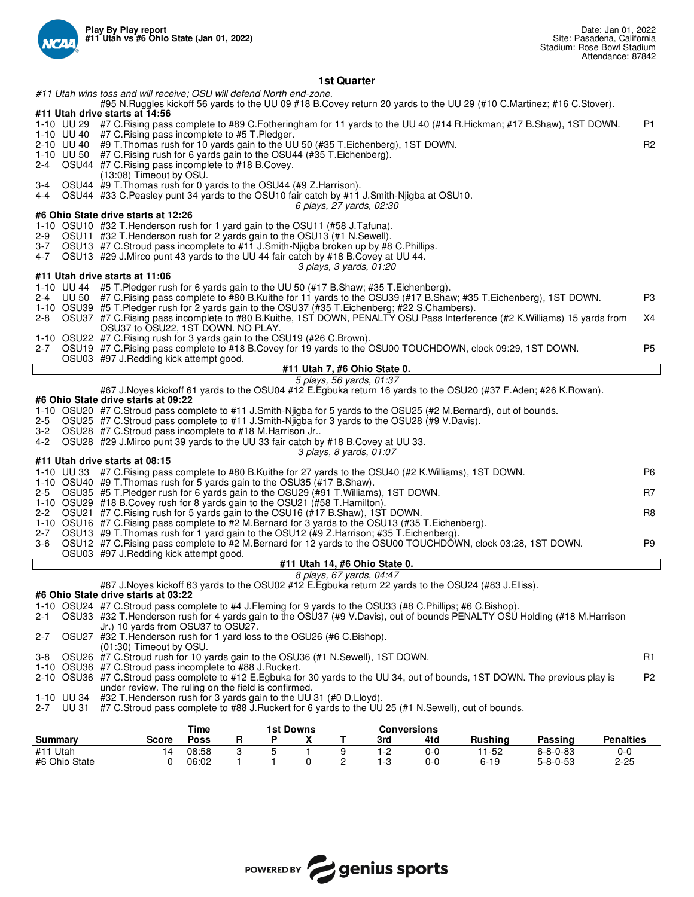**Play By Play report**
**#11 Utah vs #6 Ohio State (Jan 01, 2022)**

Date: Jan 01, 2022
Site: Pasadena, California
Stadium: Rose Bowl Stadium
Attendance: 87842

## 1st Quarter

*#11 Utah wins toss and will receive; OSU will defend North end-zone.*

#95 N.Ruggles kickoff 56 yards to the UU 09 #18 B.Covey return 20 yards to the UU 29 (#10 C.Martinez; #16 C.Stover).

**#11 Utah drive starts at 14:56**

| Down | Spot | Play | |
|---|---|---|---|
| 1-10 | UU 29 | #7 C.Rising pass complete to #89 C.Fotheringham for 11 yards to the UU 40 (#14 R.Hickman; #17 B.Shaw), 1ST DOWN. | P1 |
| 1-10 | UU 40 | #7 C.Rising pass incomplete to #5 T.Pledger. | |
| 2-10 | UU 40 | #9 T.Thomas rush for 10 yards gain to the UU 50 (#35 T.Eichenberg), 1ST DOWN. | R2 |
| 1-10 | UU 50 | #7 C.Rising rush for 6 yards gain to the OSU44 (#35 T.Eichenberg). | |
| 2-4 | OSU44 | #7 C.Rising pass incomplete to #18 B.Covey. (13:08) Timeout by OSU. | |
| 3-4 | OSU44 | #9 T.Thomas rush for 0 yards to the OSU44 (#9 Z.Harrison). | |
| 4-4 | OSU44 | #33 C.Peasley punt 34 yards to the OSU10 fair catch by #11 J.Smith-Njigba at OSU10. | |

*6 plays, 27 yards, 02:30*

**#6 Ohio State drive starts at 12:26**

| Down | Spot | Play | |
|---|---|---|---|
| 1-10 | OSU10 | #32 T.Henderson rush for 1 yard gain to the OSU11 (#58 J.Tafuna). | |
| 2-9 | OSU11 | #32 T.Henderson rush for 2 yards gain to the OSU13 (#1 N.Sewell). | |
| 3-7 | OSU13 | #7 C.Stroud pass incomplete to #11 J.Smith-Njigba broken up by #8 C.Phillips. | |
| 4-7 | OSU13 | #29 J.Mirco punt 43 yards to the UU 44 fair catch by #18 B.Covey at UU 44. | |

*3 plays, 3 yards, 01:20*

**#11 Utah drive starts at 11:06**

| Down | Spot | Play | |
|---|---|---|---|
| 1-10 | UU 44 | #5 T.Pledger rush for 6 yards gain to the UU 50 (#17 B.Shaw; #35 T.Eichenberg). | |
| 2-4 | UU 50 | #7 C.Rising pass complete to #80 B.Kuithe for 11 yards to the OSU39 (#17 B.Shaw; #35 T.Eichenberg), 1ST DOWN. | P3 |
| 1-10 | OSU39 | #5 T.Pledger rush for 2 yards gain to the OSU37 (#35 T.Eichenberg; #22 S.Chambers). | |
| 2-8 | OSU37 | #7 C.Rising pass incomplete to #80 B.Kuithe, 1ST DOWN, PENALTY OSU Pass Interference (#2 K.Williams) 15 yards from OSU37 to OSU22, 1ST DOWN. NO PLAY. | X4 |
| 1-10 | OSU22 | #7 C.Rising rush for 3 yards gain to the OSU19 (#26 C.Brown). | |
| 2-7 | OSU19 | #7 C.Rising pass complete to #18 B.Covey for 19 yards to the OSU00 TOUCHDOWN, clock 09:29, 1ST DOWN. | P5 |
| | OSU03 | #97 J.Redding kick attempt good. | |

**#11 Utah 7, #6 Ohio State 0.**

*5 plays, 56 yards, 01:37*

#67 J.Noyes kickoff 61 yards to the OSU04 #12 E.Egbuka return 16 yards to the OSU20 (#37 F.Aden; #26 K.Rowan).

**#6 Ohio State drive starts at 09:22**

| Down | Spot | Play | |
|---|---|---|---|
| 1-10 | OSU20 | #7 C.Stroud pass complete to #11 J.Smith-Njigba for 5 yards to the OSU25 (#2 M.Bernard), out of bounds. | |
| 2-5 | OSU25 | #7 C.Stroud pass complete to #11 J.Smith-Njigba for 3 yards to the OSU28 (#9 V.Davis). | |
| 3-2 | OSU28 | #7 C.Stroud pass incomplete to #18 M.Harrison Jr.. | |
| 4-2 | OSU28 | #29 J.Mirco punt 39 yards to the UU 33 fair catch by #18 B.Covey at UU 33. | |

*3 plays, 8 yards, 01:07*

**#11 Utah drive starts at 08:15**

| Down | Spot | Play | |
|---|---|---|---|
| 1-10 | UU 33 | #7 C.Rising pass complete to #80 B.Kuithe for 27 yards to the OSU40 (#2 K.Williams), 1ST DOWN. | P6 |
| 1-10 | OSU40 | #9 T.Thomas rush for 5 yards gain to the OSU35 (#17 B.Shaw). | |
| 2-5 | OSU35 | #5 T.Pledger rush for 6 yards gain to the OSU29 (#91 T.Williams), 1ST DOWN. | R7 |
| 1-10 | OSU29 | #18 B.Covey rush for 8 yards gain to the OSU21 (#58 T.Hamilton). | |
| 2-2 | OSU21 | #7 C.Rising rush for 5 yards gain to the OSU16 (#17 B.Shaw), 1ST DOWN. | R8 |
| 1-10 | OSU16 | #7 C.Rising pass complete to #2 M.Bernard for 3 yards to the OSU13 (#35 T.Eichenberg). | |
| 2-7 | OSU13 | #9 T.Thomas rush for 1 yard gain to the OSU12 (#9 Z.Harrison; #35 T.Eichenberg). | |
| 3-6 | OSU12 | #7 C.Rising pass complete to #2 M.Bernard for 12 yards to the OSU00 TOUCHDOWN, clock 03:28, 1ST DOWN. | P9 |
| | OSU03 | #97 J.Redding kick attempt good. | |

**#11 Utah 14, #6 Ohio State 0.**

*8 plays, 67 yards, 04:47*

#67 J.Noyes kickoff 63 yards to the OSU02 #12 E.Egbuka return 22 yards to the OSU24 (#83 J.Elliss).

**#6 Ohio State drive starts at 03:22**

| Down | Spot | Play | |
|---|---|---|---|
| 1-10 | OSU24 | #7 C.Stroud pass complete to #4 J.Fleming for 9 yards to the OSU33 (#8 C.Phillips; #6 C.Bishop). | |
| 2-1 | OSU33 | #32 T.Henderson rush for 4 yards gain to the OSU37 (#9 V.Davis), out of bounds PENALTY OSU Holding (#18 M.Harrison Jr.) 10 yards from OSU37 to OSU27. | |
| 2-7 | OSU27 | #32 T.Henderson rush for 1 yard loss to the OSU26 (#6 C.Bishop). (01:30) Timeout by OSU. | |
| 3-8 | OSU26 | #7 C.Stroud rush for 10 yards gain to the OSU36 (#1 N.Sewell), 1ST DOWN. | R1 |
| 1-10 | OSU36 | #7 C.Stroud pass incomplete to #88 J.Ruckert. | |
| 2-10 | OSU36 | #7 C.Stroud pass complete to #12 E.Egbuka for 30 yards to the UU 34, out of bounds, 1ST DOWN. The previous play is under review. The ruling on the field is confirmed. | P2 |
| 1-10 | UU 34 | #32 T.Henderson rush for 3 yards gain to the UU 31 (#0 D.Lloyd). | |
| 2-7 | UU 31 | #7 C.Stroud pass complete to #88 J.Ruckert for 6 yards to the UU 25 (#1 N.Sewell), out of bounds. | |

| Summary | Score | Time Poss | R | 1st Downs P | X | T | Conversions 3rd | 4td | Rushing | Passing | Penalties |
|---|---|---|---|---|---|---|---|---|---|---|---|
| #11 Utah | 14 | 08:58 | 3 | 5 | 1 | 9 | 1-2 | 0-0 | 11-52 | 6-8-0-83 | 0-0 |
| #6 Ohio State | 0 | 06:02 | 1 | 1 | 0 | 2 | 1-3 | 0-0 | 6-19 | 5-8-0-53 | 2-25 |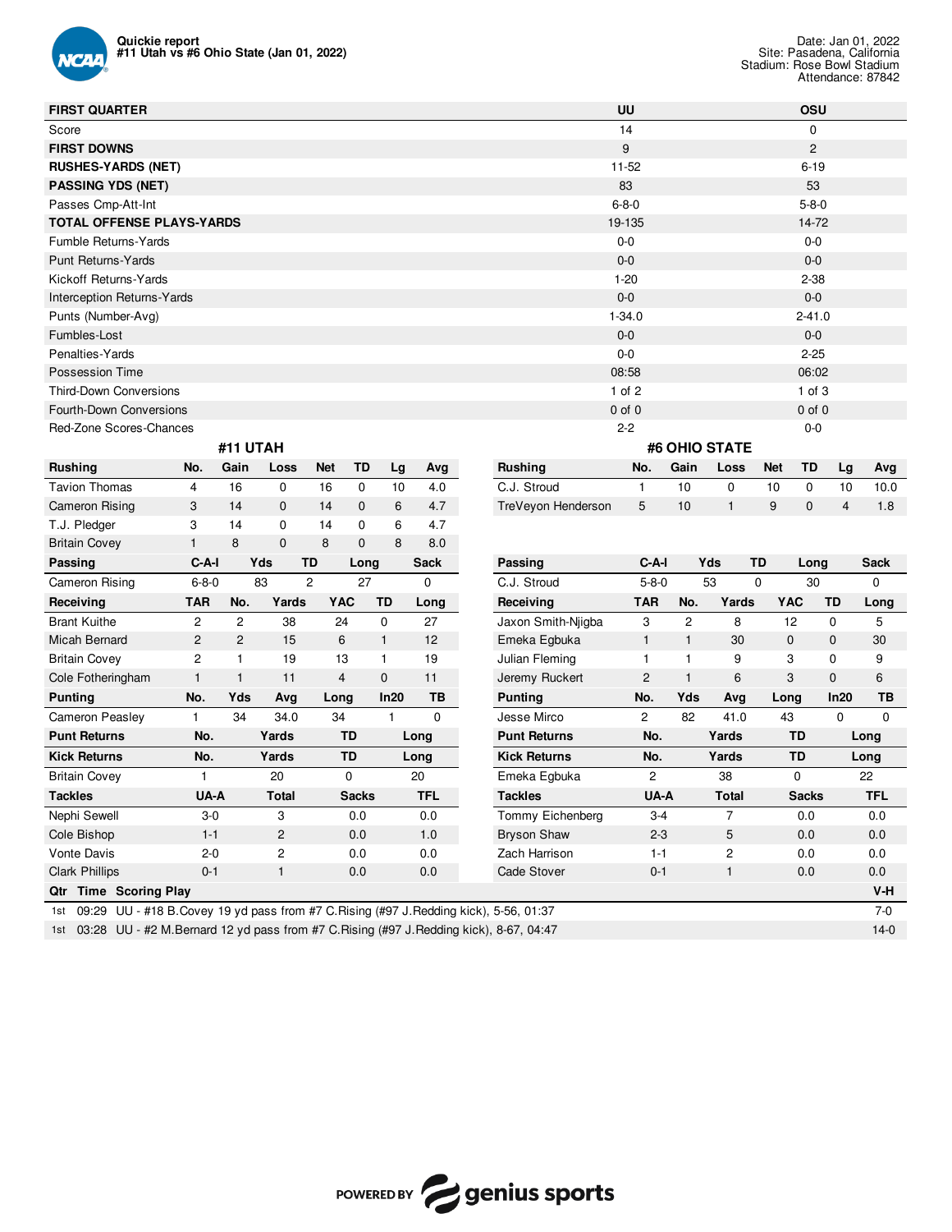Quickie report
#11 Utah vs #6 Ohio State (Jan 01, 2022)

Date: Jan 01, 2022
Site: Pasadena, California
Stadium: Rose Bowl Stadium
Attendance: 87842

| FIRST QUARTER | UU | OSU |
|---|---|---|
| Score | 14 | 0 |
| **FIRST DOWNS** | 9 | 2 |
| **RUSHES-YARDS (NET)** | 11-52 | 6-19 |
| **PASSING YDS (NET)** | 83 | 53 |
| Passes Cmp-Att-Int | 6-8-0 | 5-8-0 |
| **TOTAL OFFENSE PLAYS-YARDS** | 19-135 | 14-72 |
| Fumble Returns-Yards | 0-0 | 0-0 |
| Punt Returns-Yards | 0-0 | 0-0 |
| Kickoff Returns-Yards | 1-20 | 2-38 |
| Interception Returns-Yards | 0-0 | 0-0 |
| Punts (Number-Avg) | 1-34.0 | 2-41.0 |
| Fumbles-Lost | 0-0 | 0-0 |
| Penalties-Yards | 0-0 | 2-25 |
| Possession Time | 08:58 | 06:02 |
| Third-Down Conversions | 1 of 2 | 1 of 3 |
| Fourth-Down Conversions | 0 of 0 | 0 of 0 |
| Red-Zone Scores-Chances | 2-2 | 0-0 |

## #11 UTAH

| Rushing | No. | Gain | Loss | Net | TD | Lg | Avg |
|---|---|---|---|---|---|---|---|
| Tavion Thomas | 4 | 16 | 0 | 16 | 0 | 10 | 4.0 |
| Cameron Rising | 3 | 14 | 0 | 14 | 0 | 6 | 4.7 |
| T.J. Pledger | 3 | 14 | 0 | 14 | 0 | 6 | 4.7 |
| Britain Covey | 1 | 8 | 0 | 8 | 0 | 8 | 8.0 |

| Passing | C-A-I | Yds | TD | Long | Sack |
|---|---|---|---|---|---|
| Cameron Rising | 6-8-0 | 83 | 2 | 27 | 0 |

| Receiving | TAR | No. | Yards | YAC | TD | Long |
|---|---|---|---|---|---|---|
| Brant Kuithe | 2 | 2 | 38 | 24 | 0 | 27 |
| Micah Bernard | 2 | 2 | 15 | 6 | 1 | 12 |
| Britain Covey | 2 | 1 | 19 | 13 | 1 | 19 |
| Cole Fotheringham | 1 | 1 | 11 | 4 | 0 | 11 |

| Punting | No. | Yds | Avg | Long | In20 | TB |
|---|---|---|---|---|---|---|
| Cameron Peasley | 1 | 34 | 34.0 | 34 | 1 | 0 |

| Punt Returns | No. | Yards | TD | Long |
|---|---|---|---|---|

| Kick Returns | No. | Yards | TD | Long |
|---|---|---|---|---|
| Britain Covey | 1 | 20 | 0 | 20 |

| Tackles | UA-A | Total | Sacks | TFL |
|---|---|---|---|---|
| Nephi Sewell | 3-0 | 3 | 0.0 | 0.0 |
| Cole Bishop | 1-1 | 2 | 0.0 | 1.0 |
| Vonte Davis | 2-0 | 2 | 0.0 | 0.0 |
| Clark Phillips | 0-1 | 1 | 0.0 | 0.0 |

## #6 OHIO STATE

| Rushing | No. | Gain | Loss | Net | TD | Lg | Avg |
|---|---|---|---|---|---|---|---|
| C.J. Stroud | 1 | 10 | 0 | 10 | 0 | 10 | 10.0 |
| TreVeyon Henderson | 5 | 10 | 1 | 9 | 0 | 4 | 1.8 |

| Passing | C-A-I | Yds | TD | Long | Sack |
|---|---|---|---|---|---|
| C.J. Stroud | 5-8-0 | 53 | 0 | 30 | 0 |

| Receiving | TAR | No. | Yards | YAC | TD | Long |
|---|---|---|---|---|---|---|
| Jaxon Smith-Njigba | 3 | 2 | 8 | 12 | 0 | 5 |
| Emeka Egbuka | 1 | 1 | 30 | 0 | 0 | 30 |
| Julian Fleming | 1 | 1 | 9 | 3 | 0 | 9 |
| Jeremy Ruckert | 2 | 1 | 6 | 3 | 0 | 6 |

| Punting | No. | Yds | Avg | Long | In20 | TB |
|---|---|---|---|---|---|---|
| Jesse Mirco | 2 | 82 | 41.0 | 43 | 0 | 0 |

| Punt Returns | No. | Yards | TD | Long |
|---|---|---|---|---|

| Kick Returns | No. | Yards | TD | Long |
|---|---|---|---|---|
| Emeka Egbuka | 2 | 38 | 0 | 22 |

| Tackles | UA-A | Total | Sacks | TFL |
|---|---|---|---|---|
| Tommy Eichenberg | 3-4 | 7 | 0.0 | 0.0 |
| Bryson Shaw | 2-3 | 5 | 0.0 | 0.0 |
| Zach Harrison | 1-1 | 2 | 0.0 | 0.0 |
| Cade Stover | 0-1 | 1 | 0.0 | 0.0 |

| Qtr | Time | Scoring Play | V-H |
|---|---|---|---|
| 1st | 09:29 | UU - #18 B.Covey 19 yd pass from #7 C.Rising (#97 J.Redding kick), 5-56, 01:37 | 7-0 |
| 1st | 03:28 | UU - #2 M.Bernard 12 yd pass from #7 C.Rising (#97 J.Redding kick), 8-67, 04:47 | 14-0 |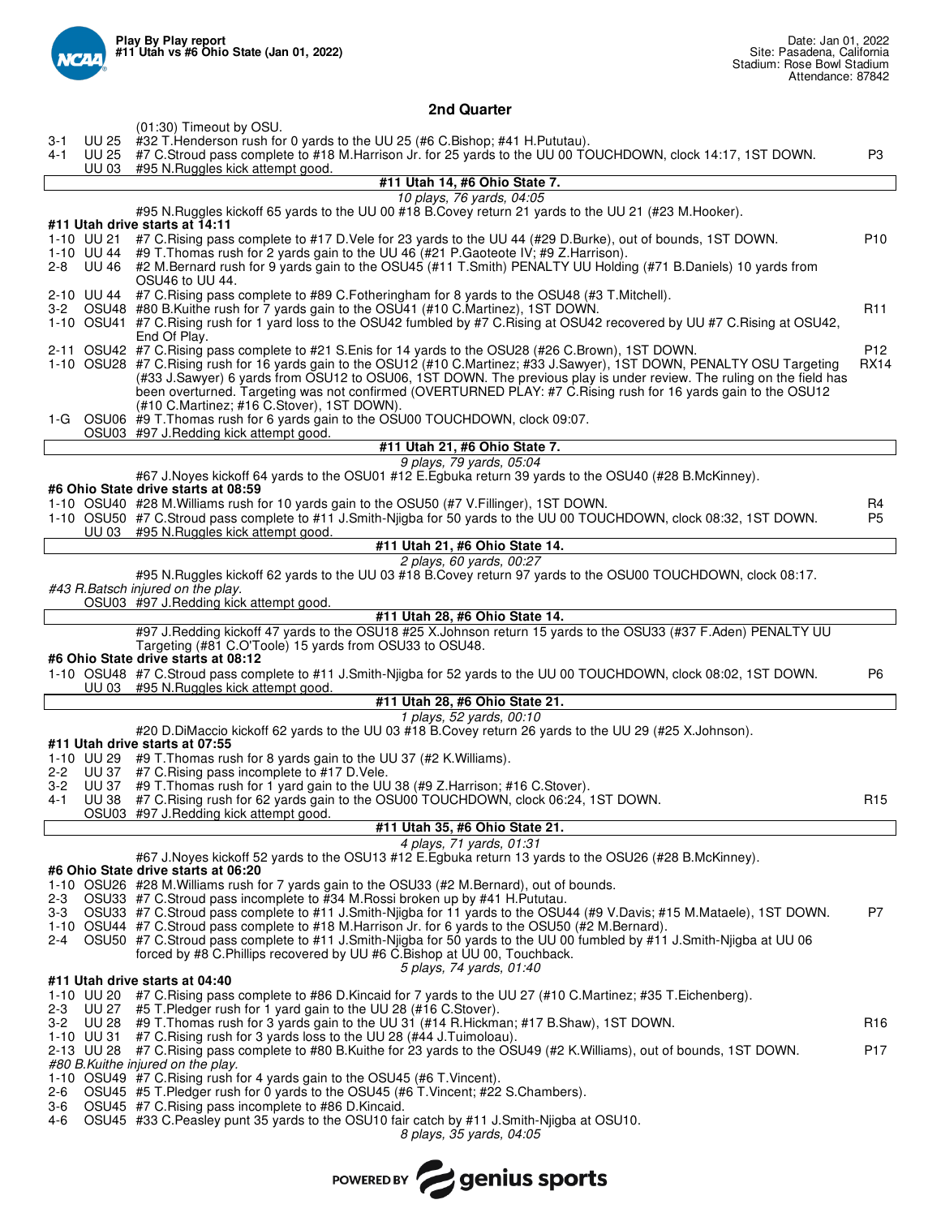**Play By Play report**
**#11 Utah vs #6 Ohio State (Jan 01, 2022)**

Date: Jan 01, 2022
Site: Pasadena, California
Stadium: Rose Bowl Stadium
Attendance: 87842

## 2nd Quarter

| | | | |
|---|---|---|---|
| | | (01:30) Timeout by OSU. | |
| 3-1 | UU 25 | #32 T.Henderson rush for 0 yards to the UU 25 (#6 C.Bishop; #41 H.Pututau). | |
| 4-1 | UU 25 | #7 C.Stroud pass complete to #18 M.Harrison Jr. for 25 yards to the UU 00 TOUCHDOWN, clock 14:17, 1ST DOWN. | P3 |
| | UU 03 | #95 N.Ruggles kick attempt good. | |

**#11 Utah 14, #6 Ohio State 7.**

*10 plays, 76 yards, 04:05*

#95 N.Ruggles kickoff 65 yards to the UU 00 #18 B.Covey return 21 yards to the UU 21 (#23 M.Hooker).

**#11 Utah drive starts at 14:11**

| | | | |
|---|---|---|---|
| 1-10 | UU 21 | #7 C.Rising pass complete to #17 D.Vele for 23 yards to the UU 44 (#29 D.Burke), out of bounds, 1ST DOWN. | P10 |
| 1-10 | UU 44 | #9 T.Thomas rush for 2 yards gain to the UU 46 (#21 P.Gaoteote IV; #9 Z.Harrison). | |
| 2-8 | UU 46 | #2 M.Bernard rush for 9 yards gain to the OSU45 (#11 T.Smith) PENALTY UU Holding (#71 B.Daniels) 10 yards from OSU46 to UU 44. | |
| 2-10 | UU 44 | #7 C.Rising pass complete to #89 C.Fotheringham for 8 yards to the OSU48 (#3 T.Mitchell). | |
| 3-2 | OSU48 | #80 B.Kuithe rush for 7 yards gain to the OSU41 (#10 C.Martinez), 1ST DOWN. | R11 |
| 1-10 | OSU41 | #7 C.Rising rush for 1 yard loss to the OSU42 fumbled by #7 C.Rising at OSU42 recovered by UU #7 C.Rising at OSU42, End Of Play. | |
| 2-11 | OSU42 | #7 C.Rising pass complete to #21 S.Enis for 14 yards to the OSU28 (#26 C.Brown), 1ST DOWN. | P12 |
| 1-10 | OSU28 | #7 C.Rising rush for 16 yards gain to the OSU12 (#10 C.Martinez; #33 J.Sawyer), 1ST DOWN, PENALTY OSU Targeting (#33 J.Sawyer) 6 yards from OSU12 to OSU06, 1ST DOWN. The previous play is under review. The ruling on the field has been overturned. Targeting was not confirmed (OVERTURNED PLAY: #7 C.Rising rush for 16 yards gain to the OSU12 (#10 C.Martinez; #16 C.Stover), 1ST DOWN). | RX14 |
| 1-G | OSU06 | #9 T.Thomas rush for 6 yards gain to the OSU00 TOUCHDOWN, clock 09:07. | |
| | OSU03 | #97 J.Redding kick attempt good. | |

**#11 Utah 21, #6 Ohio State 7.**

*9 plays, 79 yards, 05:04*

#67 J.Noyes kickoff 64 yards to the OSU01 #12 E.Egbuka return 39 yards to the OSU40 (#28 B.McKinney).

**#6 Ohio State drive starts at 08:59**

| | | | |
|---|---|---|---|
| 1-10 | OSU40 | #28 M.Williams rush for 10 yards gain to the OSU50 (#7 V.Fillinger), 1ST DOWN. | R4 |
| 1-10 | OSU50 | #7 C.Stroud pass complete to #11 J.Smith-Njigba for 50 yards to the UU 00 TOUCHDOWN, clock 08:32, 1ST DOWN. | P5 |
| | UU 03 | #95 N.Ruggles kick attempt good. | |

**#11 Utah 21, #6 Ohio State 14.**

*2 plays, 60 yards, 00:27*

#95 N.Ruggles kickoff 62 yards to the UU 03 #18 B.Covey return 97 yards to the OSU00 TOUCHDOWN, clock 08:17.

*#43 R.Batsch injured on the play.*

OSU03 #97 J.Redding kick attempt good.

**#11 Utah 28, #6 Ohio State 14.**

#97 J.Redding kickoff 47 yards to the OSU18 #25 X.Johnson return 15 yards to the OSU33 (#37 F.Aden) PENALTY UU Targeting (#81 C.O'Toole) 15 yards from OSU33 to OSU48.

**#6 Ohio State drive starts at 08:12**

| | | | |
|---|---|---|---|
| 1-10 | OSU48 | #7 C.Stroud pass complete to #11 J.Smith-Njigba for 52 yards to the UU 00 TOUCHDOWN, clock 08:02, 1ST DOWN. | P6 |
| | UU 03 | #95 N.Ruggles kick attempt good. | |

**#11 Utah 28, #6 Ohio State 21.**

*1 plays, 52 yards, 00:10*

#20 D.DiMaccio kickoff 62 yards to the UU 03 #18 B.Covey return 26 yards to the UU 29 (#25 X.Johnson).

**#11 Utah drive starts at 07:55**

| | | | |
|---|---|---|---|
| 1-10 | UU 29 | #9 T.Thomas rush for 8 yards gain to the UU 37 (#2 K.Williams). | |
| 2-2 | UU 37 | #7 C.Rising pass incomplete to #17 D.Vele. | |
| 3-2 | UU 37 | #9 T.Thomas rush for 1 yard gain to the UU 38 (#9 Z.Harrison; #16 C.Stover). | |
| 4-1 | UU 38 | #7 C.Rising rush for 62 yards gain to the OSU00 TOUCHDOWN, clock 06:24, 1ST DOWN. | R15 |
| | OSU03 | #97 J.Redding kick attempt good. | |

**#11 Utah 35, #6 Ohio State 21.**

*4 plays, 71 yards, 01:31*

#67 J.Noyes kickoff 52 yards to the OSU13 #12 E.Egbuka return 13 yards to the OSU26 (#28 B.McKinney).

**#6 Ohio State drive starts at 06:20**

| | | | |
|---|---|---|---|
| 1-10 | OSU26 | #28 M.Williams rush for 7 yards gain to the OSU33 (#2 M.Bernard), out of bounds. | |
| 2-3 | OSU33 | #7 C.Stroud pass incomplete to #34 M.Rossi broken up by #41 H.Pututau. | |
| 3-3 | OSU33 | #7 C.Stroud pass complete to #11 J.Smith-Njigba for 11 yards to the OSU44 (#9 V.Davis; #15 M.Mataele), 1ST DOWN. | P7 |
| 1-10 | OSU44 | #7 C.Stroud pass complete to #18 M.Harrison Jr. for 6 yards to the OSU50 (#2 M.Bernard). | |
| 2-4 | OSU50 | #7 C.Stroud pass complete to #11 J.Smith-Njigba for 50 yards to the UU 00 fumbled by #11 J.Smith-Njigba at UU 06 forced by #8 C.Phillips recovered by UU #6 C.Bishop at UU 00, Touchback. | |

*5 plays, 74 yards, 01:40*

**#11 Utah drive starts at 04:40**

| | | | |
|---|---|---|---|
| 1-10 | UU 20 | #7 C.Rising pass complete to #86 D.Kincaid for 7 yards to the UU 27 (#10 C.Martinez; #35 T.Eichenberg). | |
| 2-3 | UU 27 | #5 T.Pledger rush for 1 yard gain to the UU 28 (#16 C.Stover). | |
| 3-2 | UU 28 | #9 T.Thomas rush for 3 yards gain to the UU 31 (#14 R.Hickman; #17 B.Shaw), 1ST DOWN. | R16 |
| 1-10 | UU 31 | #7 C.Rising rush for 3 yards loss to the UU 28 (#44 J.Tuimoloau). | |
| 2-13 | UU 28 | #7 C.Rising pass complete to #80 B.Kuithe for 23 yards to the OSU49 (#2 K.Williams), out of bounds, 1ST DOWN. | P17 |
| | | *#80 B.Kuithe injured on the play.* | |
| 1-10 | OSU49 | #7 C.Rising rush for 4 yards gain to the OSU45 (#6 T.Vincent). | |
| 2-6 | OSU45 | #5 T.Pledger rush for 0 yards to the OSU45 (#6 T.Vincent; #22 S.Chambers). | |
| 3-6 | OSU45 | #7 C.Rising pass incomplete to #86 D.Kincaid. | |
| 4-6 | OSU45 | #33 C.Peasley punt 35 yards to the OSU10 fair catch by #11 J.Smith-Njigba at OSU10. | |

*8 plays, 35 yards, 04:05*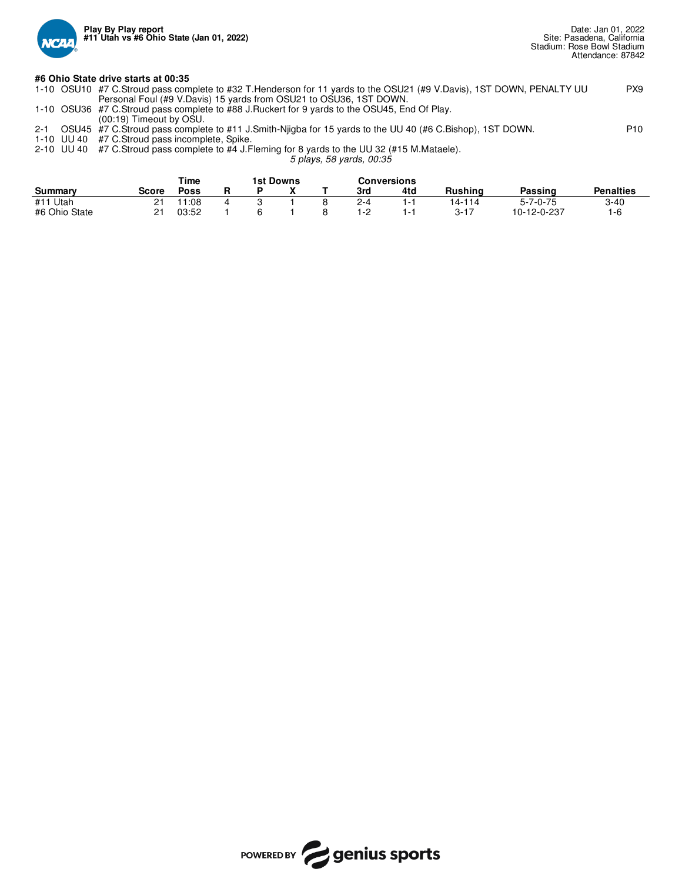**#6 Ohio State drive starts at 00:35**

| | | | |
|---|---|---|---|
| 1-10 | OSU10 | #7 C.Stroud pass complete to #32 T.Henderson for 11 yards to the OSU21 (#9 V.Davis), 1ST DOWN, PENALTY UU Personal Foul (#9 V.Davis) 15 yards from OSU21 to OSU36, 1ST DOWN. | PX9 |
| 1-10 | OSU36 | #7 C.Stroud pass complete to #88 J.Ruckert for 9 yards to the OSU45, End Of Play. (00:19) Timeout by OSU. | |
| 2-1 | OSU45 | #7 C.Stroud pass complete to #11 J.Smith-Njigba for 15 yards to the UU 40 (#6 C.Bishop), 1ST DOWN. | P10 |
| 1-10 | UU 40 | #7 C.Stroud pass incomplete, Spike. | |
| 2-10 | UU 40 | #7 C.Stroud pass complete to #4 J.Fleming for 8 yards to the UU 32 (#15 M.Mataele). | |

*5 plays, 58 yards, 00:35*

| Summary | Score | Time Poss | 1st Downs R | P | X | T | Conversions 3rd | 4td | Rushing | Passing | Penalties |
|---|---|---|---|---|---|---|---|---|---|---|---|
| #11 Utah | 21 | 11:08 | 4 | 3 | 1 | 8 | 2-4 | 1-1 | 14-114 | 5-7-0-75 | 3-40 |
| #6 Ohio State | 21 | 03:52 | 1 | 6 | 1 | 8 | 1-2 | 1-1 | 3-17 | 10-12-0-237 | 1-6 |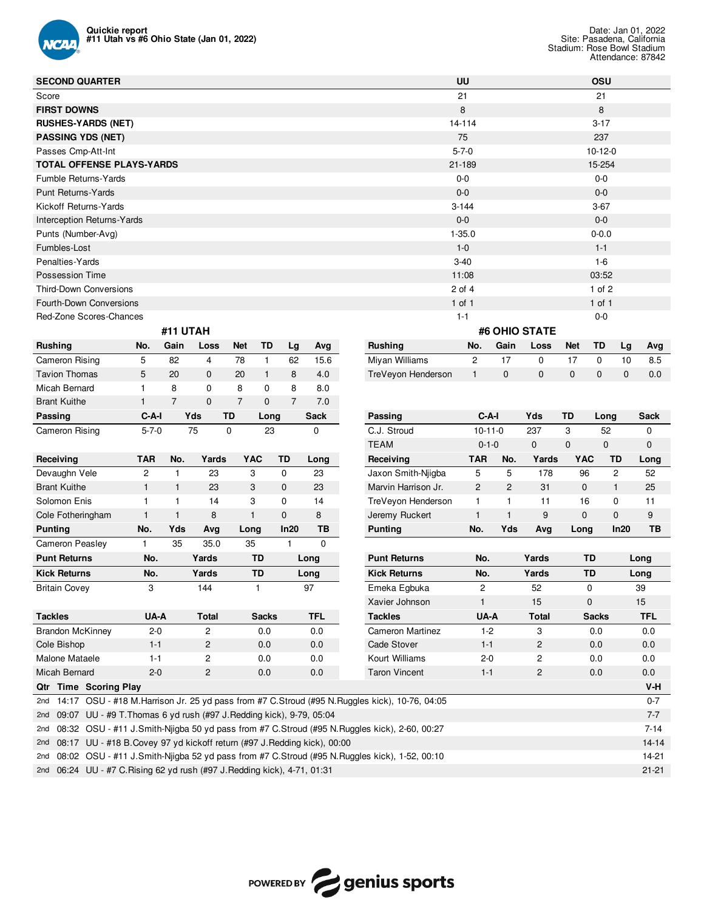**Quickie report**
**#11 Utah vs #6 Ohio State (Jan 01, 2022)**

Date: Jan 01, 2022
Site: Pasadena, California
Stadium: Rose Bowl Stadium
Attendance: 87842

| SECOND QUARTER | UU | OSU |
|---|---|---|
| Score | 21 | 21 |
| **FIRST DOWNS** | 8 | 8 |
| **RUSHES-YARDS (NET)** | 14-114 | 3-17 |
| **PASSING YDS (NET)** | 75 | 237 |
| Passes Cmp-Att-Int | 5-7-0 | 10-12-0 |
| **TOTAL OFFENSE PLAYS-YARDS** | 21-189 | 15-254 |
| Fumble Returns-Yards | 0-0 | 0-0 |
| Punt Returns-Yards | 0-0 | 0-0 |
| Kickoff Returns-Yards | 3-144 | 3-67 |
| Interception Returns-Yards | 0-0 | 0-0 |
| Punts (Number-Avg) | 1-35.0 | 0-0.0 |
| Fumbles-Lost | 1-0 | 1-1 |
| Penalties-Yards | 3-40 | 1-6 |
| Possession Time | 11:08 | 03:52 |
| Third-Down Conversions | 2 of 4 | 1 of 2 |
| Fourth-Down Conversions | 1 of 1 | 1 of 1 |
| Red-Zone Scores-Chances | 1-1 | 0-0 |

## #11 UTAH

| Rushing | No. | Gain | Loss | Net | TD | Lg | Avg |
|---|---|---|---|---|---|---|---|
| Cameron Rising | 5 | 82 | 4 | 78 | 1 | 62 | 15.6 |
| Tavion Thomas | 5 | 20 | 0 | 20 | 1 | 8 | 4.0 |
| Micah Bernard | 1 | 8 | 0 | 8 | 0 | 8 | 8.0 |
| Brant Kuithe | 1 | 7 | 0 | 7 | 0 | 7 | 7.0 |

| Passing | C-A-I | Yds | TD | Long | Sack |
|---|---|---|---|---|---|
| Cameron Rising | 5-7-0 | 75 | 0 | 23 | 0 |

| Receiving | TAR | No. | Yards | YAC | TD | Long |
|---|---|---|---|---|---|---|
| Devaughn Vele | 2 | 1 | 23 | 3 | 0 | 23 |
| Brant Kuithe | 1 | 1 | 23 | 3 | 0 | 23 |
| Solomon Enis | 1 | 1 | 14 | 3 | 0 | 14 |
| Cole Fotheringham | 1 | 1 | 8 | 1 | 0 | 8 |

| Punting | No. | Yds | Avg | Long | In20 | TB |
|---|---|---|---|---|---|---|
| Cameron Peasley | 1 | 35 | 35.0 | 35 | 1 | 0 |

| Punt Returns | No. | Yards | TD | Long |
|---|---|---|---|---|

| Kick Returns | No. | Yards | TD | Long |
|---|---|---|---|---|
| Britain Covey | 3 | 144 | 1 | 97 |

| Tackles | UA-A | Total | Sacks | TFL |
|---|---|---|---|---|
| Brandon McKinney | 2-0 | 2 | 0.0 | 0.0 |
| Cole Bishop | 1-1 | 2 | 0.0 | 0.0 |
| Malone Mataele | 1-1 | 2 | 0.0 | 0.0 |
| Micah Bernard | 2-0 | 2 | 0.0 | 0.0 |

## #6 OHIO STATE

| Rushing | No. | Gain | Loss | Net | TD | Lg | Avg |
|---|---|---|---|---|---|---|---|
| Miyan Williams | 2 | 17 | 0 | 17 | 0 | 10 | 8.5 |
| TreVeyon Henderson | 1 | 0 | 0 | 0 | 0 | 0 | 0.0 |

| Passing | C-A-I | Yds | TD | Long | Sack |
|---|---|---|---|---|---|
| C.J. Stroud | 10-11-0 | 237 | 3 | 52 | 0 |
| TEAM | 0-1-0 | 0 | 0 | 0 | 0 |

| Receiving | TAR | No. | Yards | YAC | TD | Long |
|---|---|---|---|---|---|---|
| Jaxon Smith-Njigba | 5 | 5 | 178 | 96 | 2 | 52 |
| Marvin Harrison Jr. | 2 | 2 | 31 | 0 | 1 | 25 |
| TreVeyon Henderson | 1 | 1 | 11 | 16 | 0 | 11 |
| Jeremy Ruckert | 1 | 1 | 9 | 0 | 0 | 9 |

| Punting | No. | Yds | Avg | Long | In20 | TB |
|---|---|---|---|---|---|---|

| Punt Returns | No. | Yards | TD | Long |
|---|---|---|---|---|

| Kick Returns | No. | Yards | TD | Long |
|---|---|---|---|---|
| Emeka Egbuka | 2 | 52 | 0 | 39 |
| Xavier Johnson | 1 | 15 | 0 | 15 |

| Tackles | UA-A | Total | Sacks | TFL |
|---|---|---|---|---|
| Cameron Martinez | 1-2 | 3 | 0.0 | 0.0 |
| Cade Stover | 1-1 | 2 | 0.0 | 0.0 |
| Kourt Williams | 2-0 | 2 | 0.0 | 0.0 |
| Taron Vincent | 1-1 | 2 | 0.0 | 0.0 |

## Scoring Plays

| Qtr | Time | Scoring Play | V-H |
|---|---|---|---|
| 2nd | 14:17 | OSU - #18 M.Harrison Jr. 25 yd pass from #7 C.Stroud (#95 N.Ruggles kick), 10-76, 04:05 | 0-7 |
| 2nd | 09:07 | UU - #9 T.Thomas 6 yd rush (#97 J.Redding kick), 9-79, 05:04 | 7-7 |
| 2nd | 08:32 | OSU - #11 J.Smith-Njigba 50 yd pass from #7 C.Stroud (#95 N.Ruggles kick), 2-60, 00:27 | 7-14 |
| 2nd | 08:17 | UU - #18 B.Covey 97 yd kickoff return (#97 J.Redding kick), 00:00 | 14-14 |
| 2nd | 08:02 | OSU - #11 J.Smith-Njigba 52 yd pass from #7 C.Stroud (#95 N.Ruggles kick), 1-52, 00:10 | 14-21 |
| 2nd | 06:24 | UU - #7 C.Rising 62 yd rush (#97 J.Redding kick), 4-71, 01:31 | 21-21 |

POWERED BY genius sports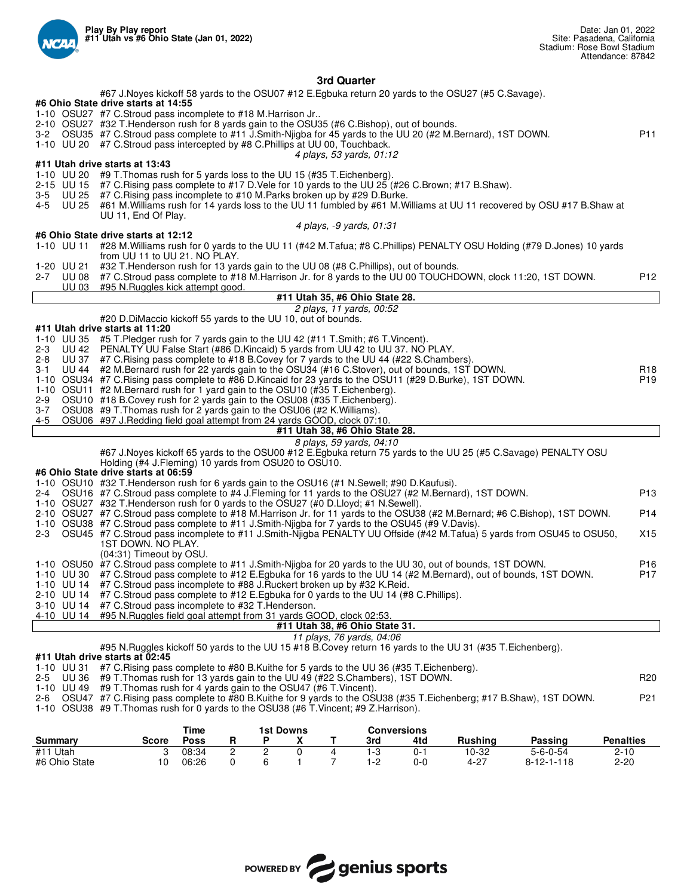**Play By Play report**
**#11 Utah vs #6 Ohio State (Jan 01, 2022)**

Date: Jan 01, 2022
Site: Pasadena, California
Stadium: Rose Bowl Stadium
Attendance: 87842

## 3rd Quarter

#67 J.Noyes kickoff 58 yards to the OSU07 #12 E.Egbuka return 20 yards to the OSU27 (#5 C.Savage).

**#6 Ohio State drive starts at 14:55**

| Down | Spot | Play | |
|---|---|---|---|
| 1-10 | OSU27 | #7 C.Stroud pass incomplete to #18 M.Harrison Jr.. | |
| 2-10 | OSU27 | #32 T.Henderson rush for 8 yards gain to the OSU35 (#6 C.Bishop), out of bounds. | |
| 3-2 | OSU35 | #7 C.Stroud pass complete to #11 J.Smith-Njigba for 45 yards to the UU 20 (#2 M.Bernard), 1ST DOWN. | P11 |
| 1-10 | UU 20 | #7 C.Stroud pass intercepted by #8 C.Phillips at UU 00, Touchback. | |

*4 plays, 53 yards, 01:12*

**#11 Utah drive starts at 13:43**

| Down | Spot | Play | |
|---|---|---|---|
| 1-10 | UU 20 | #9 T.Thomas rush for 5 yards loss to the UU 15 (#35 T.Eichenberg). | |
| 2-15 | UU 15 | #7 C.Rising pass complete to #17 D.Vele for 10 yards to the UU 25 (#26 C.Brown; #17 B.Shaw). | |
| 3-5 | UU 25 | #7 C.Rising pass incomplete to #10 M.Parks broken up by #29 D.Burke. | |
| 4-5 | UU 25 | #61 M.Williams rush for 14 yards loss to the UU 11 fumbled by #61 M.Williams at UU 11 recovered by OSU #17 B.Shaw at UU 11, End Of Play. | |

*4 plays, -9 yards, 01:31*

**#6 Ohio State drive starts at 12:12**

| Down | Spot | Play | |
|---|---|---|---|
| 1-10 | UU 11 | #28 M.Williams rush for 0 yards to the UU 11 (#42 M.Tafua; #8 C.Phillips) PENALTY OSU Holding (#79 D.Jones) 10 yards from UU 11 to UU 21. NO PLAY. | |
| 1-20 | UU 21 | #32 T.Henderson rush for 13 yards gain to the UU 08 (#8 C.Phillips), out of bounds. | |
| 2-7 | UU 08 | #7 C.Stroud pass complete to #18 M.Harrison Jr. for 8 yards to the UU 00 TOUCHDOWN, clock 11:20, 1ST DOWN. | P12 |
| | UU 03 | #95 N.Ruggles kick attempt good. | |

**#11 Utah 35, #6 Ohio State 28.**

*2 plays, 11 yards, 00:52*

#20 D.DiMaccio kickoff 55 yards to the UU 10, out of bounds.

**#11 Utah drive starts at 11:20**

| Down | Spot | Play | |
|---|---|---|---|
| 1-10 | UU 35 | #5 T.Pledger rush for 7 yards gain to the UU 42 (#11 T.Smith; #6 T.Vincent). | |
| 2-3 | UU 42 | PENALTY UU False Start (#86 D.Kincaid) 5 yards from UU 42 to UU 37. NO PLAY. | |
| 2-8 | UU 37 | #7 C.Rising pass complete to #18 B.Covey for 7 yards to the UU 44 (#22 S.Chambers). | |
| 3-1 | UU 44 | #2 M.Bernard rush for 22 yards gain to the OSU34 (#16 C.Stover), out of bounds, 1ST DOWN. | R18 |
| 1-10 | OSU34 | #7 C.Rising pass complete to #86 D.Kincaid for 23 yards to the OSU11 (#29 D.Burke), 1ST DOWN. | P19 |
| 1-10 | OSU11 | #2 M.Bernard rush for 1 yard gain to the OSU10 (#35 T.Eichenberg). | |
| 2-9 | OSU10 | #18 B.Covey rush for 2 yards gain to the OSU08 (#35 T.Eichenberg). | |
| 3-7 | OSU08 | #9 T.Thomas rush for 2 yards gain to the OSU06 (#2 K.Williams). | |
| 4-5 | OSU06 | #97 J.Redding field goal attempt from 24 yards GOOD, clock 07:10. | |

**#11 Utah 38, #6 Ohio State 28.**

*8 plays, 59 yards, 04:10*

#67 J.Noyes kickoff 65 yards to the OSU00 #12 E.Egbuka return 75 yards to the UU 25 (#5 C.Savage) PENALTY OSU Holding (#4 J.Fleming) 10 yards from OSU20 to OSU10.

**#6 Ohio State drive starts at 06:59**

| Down | Spot | Play | |
|---|---|---|---|
| 1-10 | OSU10 | #32 T.Henderson rush for 6 yards gain to the OSU16 (#1 N.Sewell; #90 D.Kaufusi). | |
| 2-4 | OSU16 | #7 C.Stroud pass complete to #4 J.Fleming for 11 yards to the OSU27 (#2 M.Bernard), 1ST DOWN. | P13 |
| 1-10 | OSU27 | #32 T.Henderson rush for 0 yards to the OSU27 (#0 D.Lloyd; #1 N.Sewell). | |
| 2-10 | OSU27 | #7 C.Stroud pass complete to #18 M.Harrison Jr. for 11 yards to the OSU38 (#2 M.Bernard; #6 C.Bishop), 1ST DOWN. | P14 |
| 1-10 | OSU38 | #7 C.Stroud pass complete to #11 J.Smith-Njigba for 7 yards to the OSU45 (#9 V.Davis). | |
| 2-3 | OSU45 | #7 C.Stroud pass incomplete to #11 J.Smith-Njigba PENALTY UU Offside (#42 M.Tafua) 5 yards from OSU45 to OSU50, 1ST DOWN. NO PLAY. | X15 |
| | | (04:31) Timeout by OSU. | |
| 1-10 | OSU50 | #7 C.Stroud pass complete to #11 J.Smith-Njigba for 20 yards to the UU 30, out of bounds, 1ST DOWN. | P16 |
| 1-10 | UU 30 | #7 C.Stroud pass complete to #12 E.Egbuka for 16 yards to the UU 14 (#2 M.Bernard), out of bounds, 1ST DOWN. | P17 |
| 1-10 | UU 14 | #7 C.Stroud pass incomplete to #88 J.Ruckert broken up by #32 K.Reid. | |
| 2-10 | UU 14 | #7 C.Stroud pass complete to #12 E.Egbuka for 0 yards to the UU 14 (#8 C.Phillips). | |
| 3-10 | UU 14 | #7 C.Stroud pass incomplete to #32 T.Henderson. | |
| 4-10 | UU 14 | #95 N.Ruggles field goal attempt from 31 yards GOOD, clock 02:53. | |

**#11 Utah 38, #6 Ohio State 31.**

*11 plays, 76 yards, 04:06*

#95 N.Ruggles kickoff 50 yards to the UU 15 #18 B.Covey return 16 yards to the UU 31 (#35 T.Eichenberg).

**#11 Utah drive starts at 02:45**

| Down | Spot | Play | |
|---|---|---|---|
| 1-10 | UU 31 | #7 C.Rising pass complete to #80 B.Kuithe for 5 yards to the UU 36 (#35 T.Eichenberg). | |
| 2-5 | UU 36 | #9 T.Thomas rush for 13 yards gain to the UU 49 (#22 S.Chambers), 1ST DOWN. | R20 |
| 1-10 | UU 49 | #9 T.Thomas rush for 4 yards gain to the OSU47 (#6 T.Vincent). | |
| 2-6 | OSU47 | #7 C.Rising pass complete to #80 B.Kuithe for 9 yards to the OSU38 (#35 T.Eichenberg; #17 B.Shaw), 1ST DOWN. | P21 |
| 1-10 | OSU38 | #9 T.Thomas rush for 0 yards to the OSU38 (#6 T.Vincent; #9 Z.Harrison). | |

| Summary | Score | Time Poss | 1st Downs R | 1st Downs P | 1st Downs X | 1st Downs T | Conversions 3rd | Conversions 4td | Rushing | Passing | Penalties |
|---|---|---|---|---|---|---|---|---|---|---|---|
| #11 Utah | 3 | 08:34 | 2 | 2 | 0 | 4 | 1-3 | 0-1 | 10-32 | 5-6-0-54 | 2-10 |
| #6 Ohio State | 10 | 06:26 | 0 | 6 | 1 | 7 | 1-2 | 0-0 | 4-27 | 8-12-1-118 | 2-20 |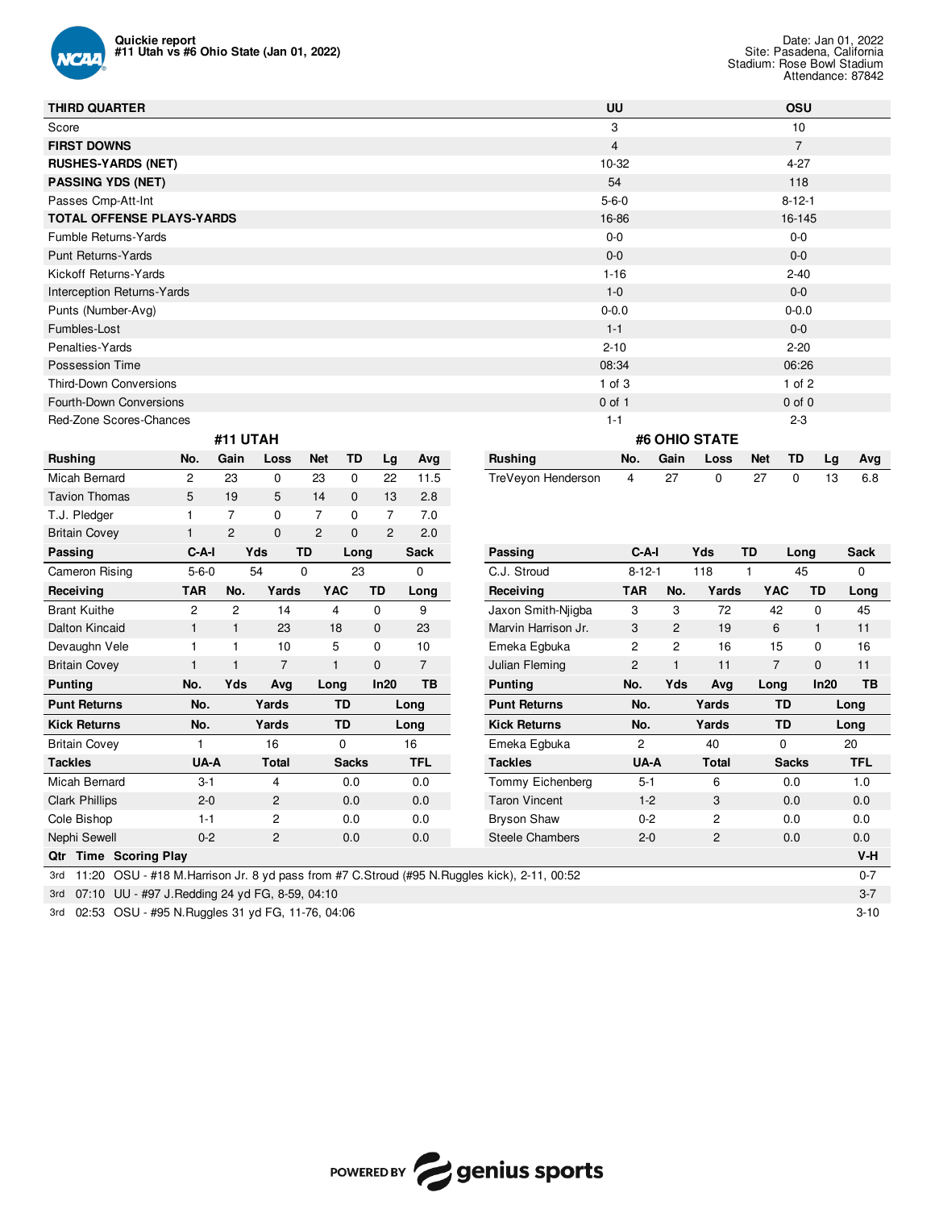**Quickie report**
**#11 Utah vs #6 Ohio State (Jan 01, 2022)**

Date: Jan 01, 2022
Site: Pasadena, California
Stadium: Rose Bowl Stadium
Attendance: 87842

| THIRD QUARTER | UU | OSU |
|---|---|---|
| Score | 3 | 10 |
| **FIRST DOWNS** | 4 | 7 |
| **RUSHES-YARDS (NET)** | 10-32 | 4-27 |
| **PASSING YDS (NET)** | 54 | 118 |
| Passes Cmp-Att-Int | 5-6-0 | 8-12-1 |
| **TOTAL OFFENSE PLAYS-YARDS** | 16-86 | 16-145 |
| Fumble Returns-Yards | 0-0 | 0-0 |
| Punt Returns-Yards | 0-0 | 0-0 |
| Kickoff Returns-Yards | 1-16 | 2-40 |
| Interception Returns-Yards | 1-0 | 0-0 |
| Punts (Number-Avg) | 0-0.0 | 0-0.0 |
| Fumbles-Lost | 1-1 | 0-0 |
| Penalties-Yards | 2-10 | 2-20 |
| Possession Time | 08:34 | 06:26 |
| Third-Down Conversions | 1 of 3 | 1 of 2 |
| Fourth-Down Conversions | 0 of 1 | 0 of 0 |
| Red-Zone Scores-Chances | 1-1 | 2-3 |

## #11 UTAH

| Rushing | No. | Gain | Loss | Net | TD | Lg | Avg |
|---|---|---|---|---|---|---|---|
| Micah Bernard | 2 | 23 | 0 | 23 | 0 | 22 | 11.5 |
| Tavion Thomas | 5 | 19 | 5 | 14 | 0 | 13 | 2.8 |
| T.J. Pledger | 1 | 7 | 0 | 7 | 0 | 7 | 7.0 |
| Britain Covey | 1 | 2 | 0 | 2 | 0 | 2 | 2.0 |

| Passing | C-A-I | Yds | TD | Long | Sack |
|---|---|---|---|---|---|
| Cameron Rising | 5-6-0 | 54 | 0 | 23 | 0 |

| Receiving | TAR | No. | Yards | YAC | TD | Long |
|---|---|---|---|---|---|---|
| Brant Kuithe | 2 | 2 | 14 | 4 | 0 | 9 |
| Dalton Kincaid | 1 | 1 | 23 | 18 | 0 | 23 |
| Devaughn Vele | 1 | 1 | 10 | 5 | 0 | 10 |
| Britain Covey | 1 | 1 | 7 | 1 | 0 | 7 |

| Punting | No. | Yds | Avg | Long | In20 | TB |
|---|---|---|---|---|---|---|

| Punt Returns | No. | Yards | TD | Long |
|---|---|---|---|---|

| Kick Returns | No. | Yards | TD | Long |
|---|---|---|---|---|
| Britain Covey | 1 | 16 | 0 | 16 |

| Tackles | UA-A | Total | Sacks | TFL |
|---|---|---|---|---|
| Micah Bernard | 3-1 | 4 | 0.0 | 0.0 |
| Clark Phillips | 2-0 | 2 | 0.0 | 0.0 |
| Cole Bishop | 1-1 | 2 | 0.0 | 0.0 |
| Nephi Sewell | 0-2 | 2 | 0.0 | 0.0 |

## #6 OHIO STATE

| Rushing | No. | Gain | Loss | Net | TD | Lg | Avg |
|---|---|---|---|---|---|---|---|
| TreVeyon Henderson | 4 | 27 | 0 | 27 | 0 | 13 | 6.8 |

| Passing | C-A-I | Yds | TD | Long | Sack |
|---|---|---|---|---|---|
| C.J. Stroud | 8-12-1 | 118 | 1 | 45 | 0 |

| Receiving | TAR | No. | Yards | YAC | TD | Long |
|---|---|---|---|---|---|---|
| Jaxon Smith-Njigba | 3 | 3 | 72 | 42 | 0 | 45 |
| Marvin Harrison Jr. | 3 | 2 | 19 | 6 | 1 | 11 |
| Emeka Egbuka | 2 | 2 | 16 | 15 | 0 | 16 |
| Julian Fleming | 2 | 1 | 11 | 7 | 0 | 11 |

| Punting | No. | Yds | Avg | Long | In20 | TB |
|---|---|---|---|---|---|---|

| Punt Returns | No. | Yards | TD | Long |
|---|---|---|---|---|

| Kick Returns | No. | Yards | TD | Long |
|---|---|---|---|---|
| Emeka Egbuka | 2 | 40 | 0 | 20 |

| Tackles | UA-A | Total | Sacks | TFL |
|---|---|---|---|---|
| Tommy Eichenberg | 5-1 | 6 | 0.0 | 1.0 |
| Taron Vincent | 1-2 | 3 | 0.0 | 0.0 |
| Bryson Shaw | 0-2 | 2 | 0.0 | 0.0 |
| Steele Chambers | 2-0 | 2 | 0.0 | 0.0 |

| Qtr | Time | Scoring Play | V-H |
|---|---|---|---|
| 3rd | 11:20 | OSU - #18 M.Harrison Jr. 8 yd pass from #7 C.Stroud (#95 N.Ruggles kick), 2-11, 00:52 | 0-7 |
| 3rd | 07:10 | UU - #97 J.Redding 24 yd FG, 8-59, 04:10 | 3-7 |
| 3rd | 02:53 | OSU - #95 N.Ruggles 31 yd FG, 11-76, 04:06 | 3-10 |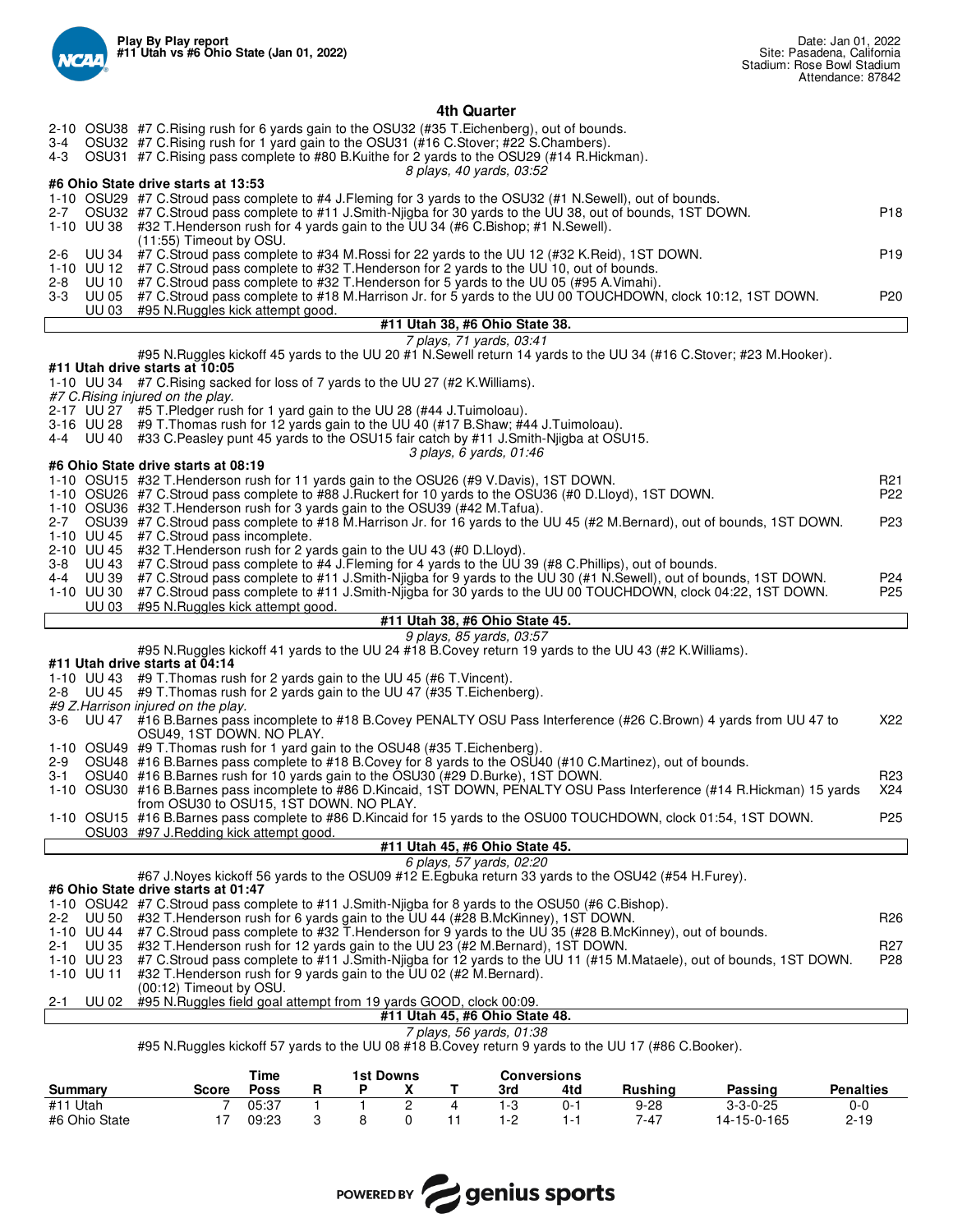## 4th Quarter

| Down | Spot | Play | |
|---|---|---|---|
| 2-10 | OSU38 | #7 C.Rising rush for 6 yards gain to the OSU32 (#35 T.Eichenberg), out of bounds. | |
| 3-4 | OSU32 | #7 C.Rising rush for 1 yard gain to the OSU31 (#16 C.Stover; #22 S.Chambers). | |
| 4-3 | OSU31 | #7 C.Rising pass complete to #80 B.Kuithe for 2 yards to the OSU29 (#14 R.Hickman). | |
| | | *8 plays, 40 yards, 03:52* | |

**#6 Ohio State drive starts at 13:53**

| Down | Spot | Play | |
|---|---|---|---|
| 1-10 | OSU29 | #7 C.Stroud pass complete to #4 J.Fleming for 3 yards to the OSU32 (#1 N.Sewell), out of bounds. | |
| 2-7 | OSU32 | #7 C.Stroud pass complete to #11 J.Smith-Njigba for 30 yards to the UU 38, out of bounds, 1ST DOWN. | P18 |
| 1-10 | UU 38 | #32 T.Henderson rush for 4 yards gain to the UU 34 (#6 C.Bishop; #1 N.Sewell). | |
| | | (11:55) Timeout by OSU. | |
| 2-6 | UU 34 | #7 C.Stroud pass complete to #34 M.Rossi for 22 yards to the UU 12 (#32 K.Reid), 1ST DOWN. | P19 |
| 1-10 | UU 12 | #7 C.Stroud pass complete to #32 T.Henderson for 2 yards to the UU 10, out of bounds. | |
| 2-8 | UU 10 | #7 C.Stroud pass complete to #32 T.Henderson for 5 yards to the UU 05 (#95 A.Vimahi). | |
| 3-3 | UU 05 | #7 C.Stroud pass complete to #18 M.Harrison Jr. for 5 yards to the UU 00 TOUCHDOWN, clock 10:12, 1ST DOWN. | P20 |
| | UU 03 | #95 N.Ruggles kick attempt good. | |

**#11 Utah 38, #6 Ohio State 38.**

*7 plays, 71 yards, 03:41*

#95 N.Ruggles kickoff 45 yards to the UU 20 #1 N.Sewell return 14 yards to the UU 34 (#16 C.Stover; #23 M.Hooker).

**#11 Utah drive starts at 10:05**

| Down | Spot | Play | |
|---|---|---|---|
| 1-10 | UU 34 | #7 C.Rising sacked for loss of 7 yards to the UU 27 (#2 K.Williams). | |
| | | *#7 C.Rising injured on the play.* | |
| 2-17 | UU 27 | #5 T.Pledger rush for 1 yard gain to the UU 28 (#44 J.Tuimoloau). | |
| 3-16 | UU 28 | #9 T.Thomas rush for 12 yards gain to the UU 40 (#17 B.Shaw; #44 J.Tuimoloau). | |
| 4-4 | UU 40 | #33 C.Peasley punt 45 yards to the OSU15 fair catch by #11 J.Smith-Njigba at OSU15. | |
| | | *3 plays, 6 yards, 01:46* | |

**#6 Ohio State drive starts at 08:19**

| Down | Spot | Play | |
|---|---|---|---|
| 1-10 | OSU15 | #32 T.Henderson rush for 11 yards gain to the OSU26 (#9 V.Davis), 1ST DOWN. | R21 |
| 1-10 | OSU26 | #7 C.Stroud pass complete to #88 J.Ruckert for 10 yards to the OSU36 (#0 D.Lloyd), 1ST DOWN. | P22 |
| 1-10 | OSU36 | #32 T.Henderson rush for 3 yards gain to the OSU39 (#42 M.Tafua). | |
| 2-7 | OSU39 | #7 C.Stroud pass complete to #18 M.Harrison Jr. for 16 yards to the UU 45 (#2 M.Bernard), out of bounds, 1ST DOWN. | P23 |
| 1-10 | UU 45 | #7 C.Stroud pass incomplete. | |
| 2-10 | UU 45 | #32 T.Henderson rush for 2 yards gain to the UU 43 (#0 D.Lloyd). | |
| 3-8 | UU 43 | #7 C.Stroud pass complete to #4 J.Fleming for 4 yards to the UU 39 (#8 C.Phillips), out of bounds. | |
| 4-4 | UU 39 | #7 C.Stroud pass complete to #11 J.Smith-Njigba for 9 yards to the UU 30 (#1 N.Sewell), out of bounds, 1ST DOWN. | P24 |
| 1-10 | UU 30 | #7 C.Stroud pass complete to #11 J.Smith-Njigba for 30 yards to the UU 00 TOUCHDOWN, clock 04:22, 1ST DOWN. | P25 |
| | UU 03 | #95 N.Ruggles kick attempt good. | |

**#11 Utah 38, #6 Ohio State 45.**

*9 plays, 85 yards, 03:57*

#95 N.Ruggles kickoff 41 yards to the UU 24 #18 B.Covey return 19 yards to the UU 43 (#2 K.Williams).

**#11 Utah drive starts at 04:14**

| Down | Spot | Play | |
|---|---|---|---|
| 1-10 | UU 43 | #9 T.Thomas rush for 2 yards gain to the UU 45 (#6 T.Vincent). | |
| 2-8 | UU 45 | #9 T.Thomas rush for 2 yards gain to the UU 47 (#35 T.Eichenberg). | |
| | | *#9 Z.Harrison injured on the play.* | |
| 3-6 | UU 47 | #16 B.Barnes pass incomplete to #18 B.Covey PENALTY OSU Pass Interference (#26 C.Brown) 4 yards from UU 47 to OSU49, 1ST DOWN. NO PLAY. | X22 |
| 1-10 | OSU49 | #9 T.Thomas rush for 1 yard gain to the OSU48 (#35 T.Eichenberg). | |
| 2-9 | OSU48 | #16 B.Barnes pass complete to #18 B.Covey for 8 yards to the OSU40 (#10 C.Martinez), out of bounds. | |
| 3-1 | OSU40 | #16 B.Barnes rush for 10 yards gain to the OSU30 (#29 D.Burke), 1ST DOWN. | R23 |
| 1-10 | OSU30 | #16 B.Barnes pass incomplete to #86 D.Kincaid, 1ST DOWN, PENALTY OSU Pass Interference (#14 R.Hickman) 15 yards from OSU30 to OSU15, 1ST DOWN. NO PLAY. | X24 |
| 1-10 | OSU15 | #16 B.Barnes pass complete to #86 D.Kincaid for 15 yards to the OSU00 TOUCHDOWN, clock 01:54, 1ST DOWN. | P25 |
| | OSU03 | #97 J.Redding kick attempt good. | |

**#11 Utah 45, #6 Ohio State 45.**

*6 plays, 57 yards, 02:20*

#67 J.Noyes kickoff 56 yards to the OSU09 #12 E.Egbuka return 33 yards to the OSU42 (#54 H.Furey).

**#6 Ohio State drive starts at 01:47**

| Down | Spot | Play | |
|---|---|---|---|
| 1-10 | OSU42 | #7 C.Stroud pass complete to #11 J.Smith-Njigba for 8 yards to the OSU50 (#6 C.Bishop). | |
| 2-2 | UU 50 | #32 T.Henderson rush for 6 yards gain to the UU 44 (#28 B.McKinney), 1ST DOWN. | R26 |
| 1-10 | UU 44 | #7 C.Stroud pass complete to #32 T.Henderson for 9 yards to the UU 35 (#28 B.McKinney), out of bounds. | |
| 2-1 | UU 35 | #32 T.Henderson rush for 12 yards gain to the UU 23 (#2 M.Bernard), 1ST DOWN. | R27 |
| 1-10 | UU 23 | #7 C.Stroud pass complete to #11 J.Smith-Njigba for 12 yards to the UU 11 (#15 M.Mataele), out of bounds, 1ST DOWN. | P28 |
| 1-10 | UU 11 | #32 T.Henderson rush for 9 yards gain to the UU 02 (#2 M.Bernard). | |
| | | (00:12) Timeout by OSU. | |
| 2-1 | UU 02 | #95 N.Ruggles field goal attempt from 19 yards GOOD, clock 00:09. | |

**#11 Utah 45, #6 Ohio State 48.**

*7 plays, 56 yards, 01:38*

#95 N.Ruggles kickoff 57 yards to the UU 08 #18 B.Covey return 9 yards to the UU 17 (#86 C.Booker).

| Summary | Score | Time Poss | 1st Downs R | 1st Downs P | 1st Downs X | 1st Downs T | Conversions 3rd | Conversions 4td | Rushing | Passing | Penalties |
|---|---|---|---|---|---|---|---|---|---|---|---|
| #11 Utah | 7 | 05:37 | 1 | 1 | 2 | 4 | 1-3 | 0-1 | 9-28 | 3-3-0-25 | 0-0 |
| #6 Ohio State | 17 | 09:23 | 3 | 8 | 0 | 11 | 1-2 | 1-1 | 7-47 | 14-15-0-165 | 2-19 |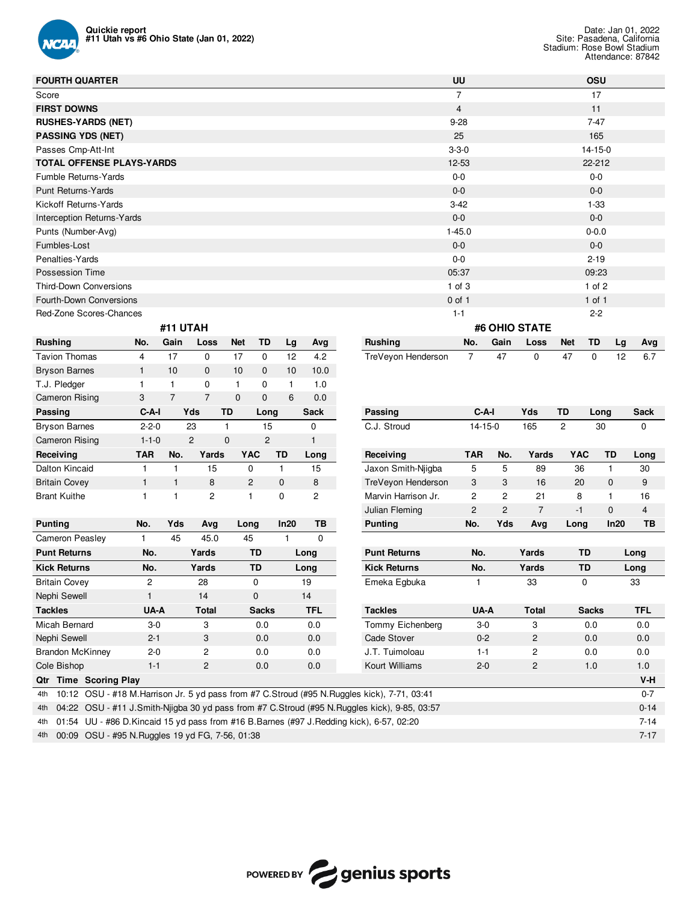**Quickie report**
**#11 Utah vs #6 Ohio State (Jan 01, 2022)**

Date: Jan 01, 2022
Site: Pasadena, California
Stadium: Rose Bowl Stadium
Attendance: 87842

| FOURTH QUARTER | UU | OSU |
|---|---|---|
| Score | 7 | 17 |
| **FIRST DOWNS** | 4 | 11 |
| **RUSHES-YARDS (NET)** | 9-28 | 7-47 |
| **PASSING YDS (NET)** | 25 | 165 |
| Passes Cmp-Att-Int | 3-3-0 | 14-15-0 |
| **TOTAL OFFENSE PLAYS-YARDS** | 12-53 | 22-212 |
| Fumble Returns-Yards | 0-0 | 0-0 |
| Punt Returns-Yards | 0-0 | 0-0 |
| Kickoff Returns-Yards | 3-42 | 1-33 |
| Interception Returns-Yards | 0-0 | 0-0 |
| Punts (Number-Avg) | 1-45.0 | 0-0.0 |
| Fumbles-Lost | 0-0 | 0-0 |
| Penalties-Yards | 0-0 | 2-19 |
| Possession Time | 05:37 | 09:23 |
| Third-Down Conversions | 1 of 3 | 1 of 2 |
| Fourth-Down Conversions | 0 of 1 | 1 of 1 |
| Red-Zone Scores-Chances | 1-1 | 2-2 |

## #11 UTAH

| Rushing | No. | Gain | Loss | Net | TD | Lg | Avg |
|---|---|---|---|---|---|---|---|
| Tavion Thomas | 4 | 17 | 0 | 17 | 0 | 12 | 4.2 |
| Bryson Barnes | 1 | 10 | 0 | 10 | 0 | 10 | 10.0 |
| T.J. Pledger | 1 | 1 | 0 | 1 | 0 | 1 | 1.0 |
| Cameron Rising | 3 | 7 | 7 | 0 | 0 | 6 | 0.0 |

| Passing | C-A-I | Yds | TD | Long | Sack |
|---|---|---|---|---|---|
| Bryson Barnes | 2-2-0 | 23 | 1 | 15 | 0 |
| Cameron Rising | 1-1-0 | 2 | 0 | 2 | 1 |

| Receiving | TAR | No. | Yards | YAC | TD | Long |
|---|---|---|---|---|---|---|
| Dalton Kincaid | 1 | 1 | 15 | 0 | 1 | 15 |
| Britain Covey | 1 | 1 | 8 | 2 | 0 | 8 |
| Brant Kuithe | 1 | 1 | 2 | 1 | 0 | 2 |

| Punting | No. | Yds | Avg | Long | In20 | TB |
|---|---|---|---|---|---|---|
| Cameron Peasley | 1 | 45 | 45.0 | 45 | 1 | 0 |

| Punt Returns | No. | Yards | TD | Long |
|---|---|---|---|---|

| Kick Returns | No. | Yards | TD | Long |
|---|---|---|---|---|
| Britain Covey | 2 | 28 | 0 | 19 |
| Nephi Sewell | 1 | 14 | 0 | 14 |

| Tackles | UA-A | Total | Sacks | TFL |
|---|---|---|---|---|
| Micah Bernard | 3-0 | 3 | 0.0 | 0.0 |
| Nephi Sewell | 2-1 | 3 | 0.0 | 0.0 |
| Brandon McKinney | 2-0 | 2 | 0.0 | 0.0 |
| Cole Bishop | 1-1 | 2 | 0.0 | 0.0 |

## #6 OHIO STATE

| Rushing | No. | Gain | Loss | Net | TD | Lg | Avg |
|---|---|---|---|---|---|---|---|
| TreVeyon Henderson | 7 | 47 | 0 | 47 | 0 | 12 | 6.7 |

| Passing | C-A-I | Yds | TD | Long | Sack |
|---|---|---|---|---|---|
| C.J. Stroud | 14-15-0 | 165 | 2 | 30 | 0 |

| Receiving | TAR | No. | Yards | YAC | TD | Long |
|---|---|---|---|---|---|---|
| Jaxon Smith-Njigba | 5 | 5 | 89 | 36 | 1 | 30 |
| TreVeyon Henderson | 3 | 3 | 16 | 20 | 0 | 9 |
| Marvin Harrison Jr. | 2 | 2 | 21 | 8 | 1 | 16 |
| Julian Fleming | 2 | 2 | 7 | -1 | 0 | 4 |

| Punting | No. | Yds | Avg | Long | In20 | TB |
|---|---|---|---|---|---|---|

| Punt Returns | No. | Yards | TD | Long |
|---|---|---|---|---|

| Kick Returns | No. | Yards | TD | Long |
|---|---|---|---|---|
| Emeka Egbuka | 1 | 33 | 0 | 33 |

| Tackles | UA-A | Total | Sacks | TFL |
|---|---|---|---|---|
| Tommy Eichenberg | 3-0 | 3 | 0.0 | 0.0 |
| Cade Stover | 0-2 | 2 | 0.0 | 0.0 |
| J.T. Tuimoloau | 1-1 | 2 | 0.0 | 0.0 |
| Kourt Williams | 2-0 | 2 | 1.0 | 1.0 |

| Qtr | Time | Scoring Play | V-H |
|---|---|---|---|
| 4th | 10:12 | OSU - #18 M.Harrison Jr. 5 yd pass from #7 C.Stroud (#95 N.Ruggles kick), 7-71, 03:41 | 0-7 |
| 4th | 04:22 | OSU - #11 J.Smith-Njigba 30 yd pass from #7 C.Stroud (#95 N.Ruggles kick), 9-85, 03:57 | 0-14 |
| 4th | 01:54 | UU - #86 D.Kincaid 15 yd pass from #16 B.Barnes (#97 J.Redding kick), 6-57, 02:20 | 7-14 |
| 4th | 00:09 | OSU - #95 N.Ruggles 19 yd FG, 7-56, 01:38 | 7-17 |